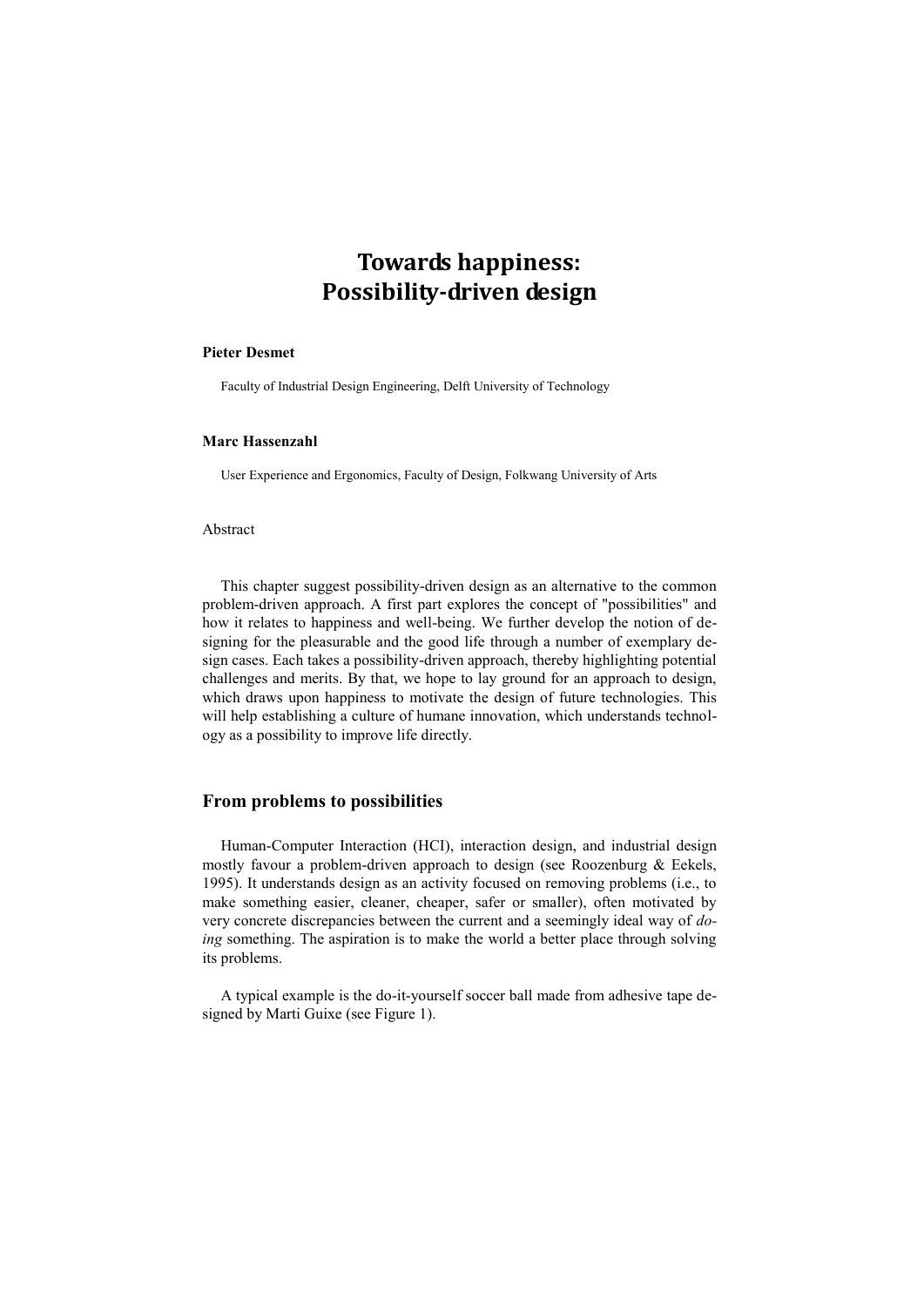# Towards happiness: Possibility-driven design

**Pieter Desmet**

Faculty of Industrial Design Engineering, Delft University of Technology

**Marc Hassenzahl**

User Experience and Ergonomics, Faculty of Design, Folkwang University of Arts

Abstract

This chapter suggest possibility-driven design as an alternative to the common problem-driven approach. A first part explores the concept of "possibilities" and how it relates to happiness and well-being. We further develop the notion of designing for the pleasurable and the good life through a number of exemplary design cases. Each takes a possibility-driven approach, thereby highlighting potential challenges and merits. By that, we hope to lay ground for an approach to design, which draws upon happiness to motivate the design of future technologies. This will help establishing a culture of humane innovation, which understands technology as a possibility to improve life directly.

## From problems to possibilities

Human-Computer Interaction (HCI), interaction design, and industrial design mostly favour a problem-driven approach to design (see Roozenburg & Eekels, 1995). It understands design as an activity focused on removing problems (i.e., to make something easier, cleaner, cheaper, safer or smaller), often motivated by very concrete discrepancies between the current and a seemingly ideal way of *doing* something. The aspiration is to make the world a better place through solving its problems.

A typical example is the do-it-yourself soccer ball made from adhesive tape designed by Marti Guixe (see Figure 1).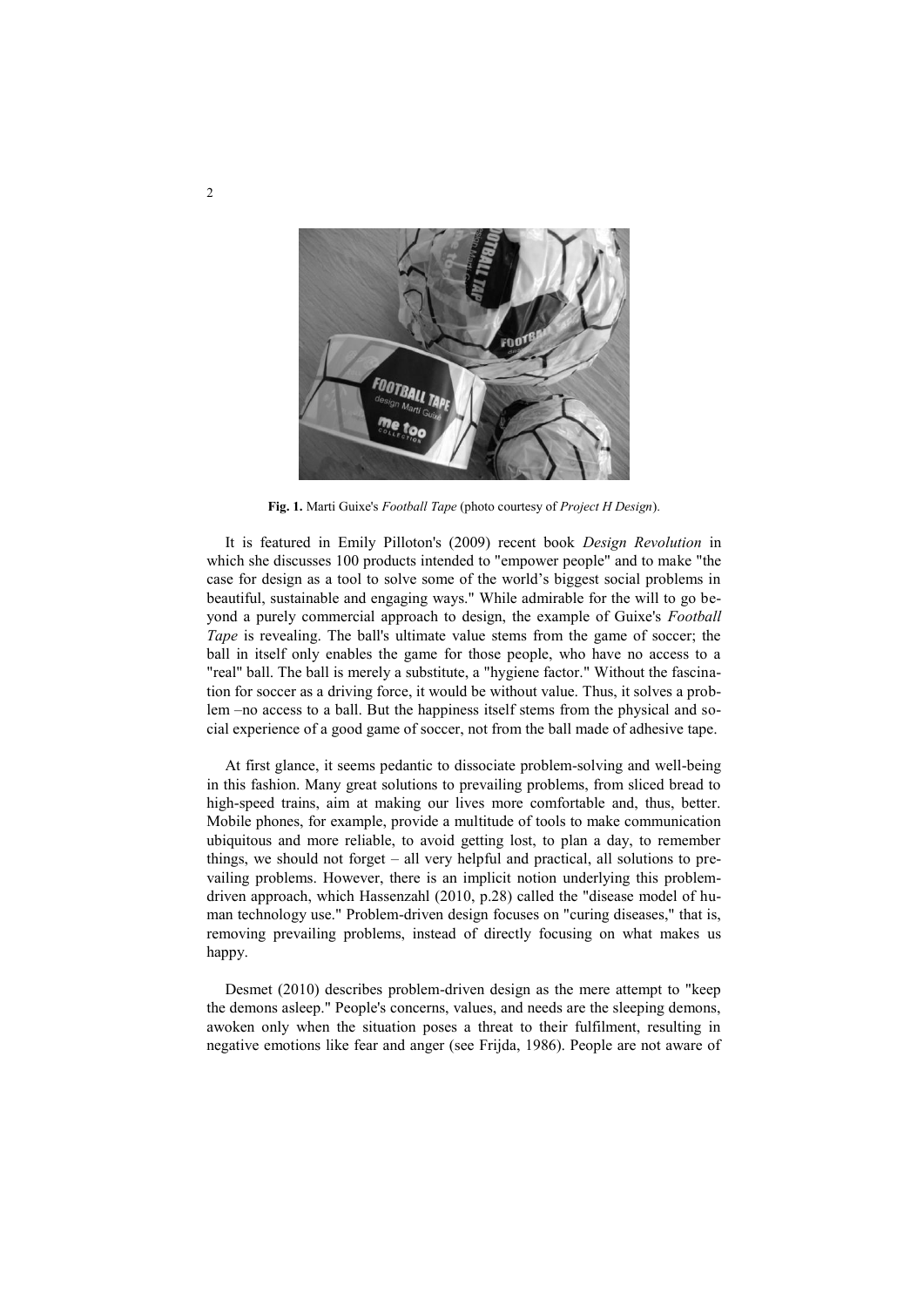**Fig. 1.** Marti Guixe's *Football Tape* (photo courtesy of *Project H Design*).

It is featured in Emily Pilloton's (2009) recent book *Design Revolution* in which she discusses 100 products intended to "empower people" and to make "the case for design as a tool to solve some of the world's biggest social problems in beautiful, sustainable and engaging ways." While admirable for the will to go beyond a purely commercial approach to design, the example of Guixe's *Football Tape* is revealing. The ball's ultimate value stems from the game of soccer; the ball in itself only enables the game for those people, who have no access to a "real" ball. The ball is merely a substitute, a "hygiene factor." Without the fascination for soccer as a driving force, it would be without value. Thus, it solves a problem –no access to a ball. But the happiness itself stems from the physical and social experience of a good game of soccer, not from the ball made of adhesive tape.

At first glance, it seems pedantic to dissociate problem-solving and well-being in this fashion. Many great solutions to prevailing problems, from sliced bread to high-speed trains, aim at making our lives more comfortable and, thus, better. Mobile phones, for example, provide a multitude of tools to make communication ubiquitous and more reliable, to avoid getting lost, to plan a day, to remember things, we should not forget – all very helpful and practical, all solutions to prevailing problems. However, there is an implicit notion underlying this problem-driven approach, which Hassenzahl (2010, p.28) called the "disease model of human technology use." Problem-driven design focuses on "curing diseases," that is, removing prevailing problems, instead of directly focusing on what makes us happy.

Desmet (2010) describes problem-driven design as the mere attempt to "keep the demons asleep." People's concerns, values, and needs are the sleeping demons, awoken only when the situation poses a threat to their fulfilment, resulting in negative emotions like fear and anger (see Frijda, 1986). People are not aware of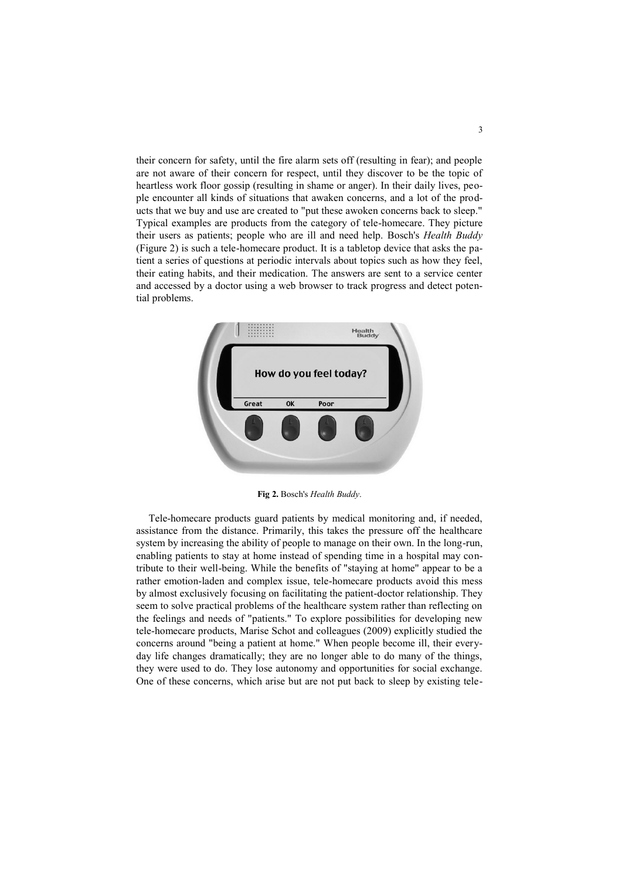their concern for safety, until the fire alarm sets off (resulting in fear); and people are not aware of their concern for respect, until they discover to be the topic of heartless work floor gossip (resulting in shame or anger). In their daily lives, people encounter all kinds of situations that awaken concerns, and a lot of the products that we buy and use are created to "put these awoken concerns back to sleep." Typical examples are products from the category of tele-homecare. They picture their users as patients; people who are ill and need help. Bosch's *Health Buddy* (Figure 2) is such a tele-homecare product. It is a tabletop device that asks the patient a series of questions at periodic intervals about topics such as how they feel, their eating habits, and their medication. The answers are sent to a service center and accessed by a doctor using a web browser to track progress and detect potential problems.

**Fig 2.** Bosch's *Health Buddy*.

Tele-homecare products guard patients by medical monitoring and, if needed, assistance from the distance. Primarily, this takes the pressure off the healthcare system by increasing the ability of people to manage on their own. In the long-run, enabling patients to stay at home instead of spending time in a hospital may contribute to their well-being. While the benefits of "staying at home" appear to be a rather emotion-laden and complex issue, tele-homecare products avoid this mess by almost exclusively focusing on facilitating the patient-doctor relationship. They seem to solve practical problems of the healthcare system rather than reflecting on the feelings and needs of "patients." To explore possibilities for developing new tele-homecare products, Marise Schot and colleagues (2009) explicitly studied the concerns around "being a patient at home." When people become ill, their everyday life changes dramatically; they are no longer able to do many of the things, they were used to do. They lose autonomy and opportunities for social exchange. One of these concerns, which arise but are not put back to sleep by existing tele-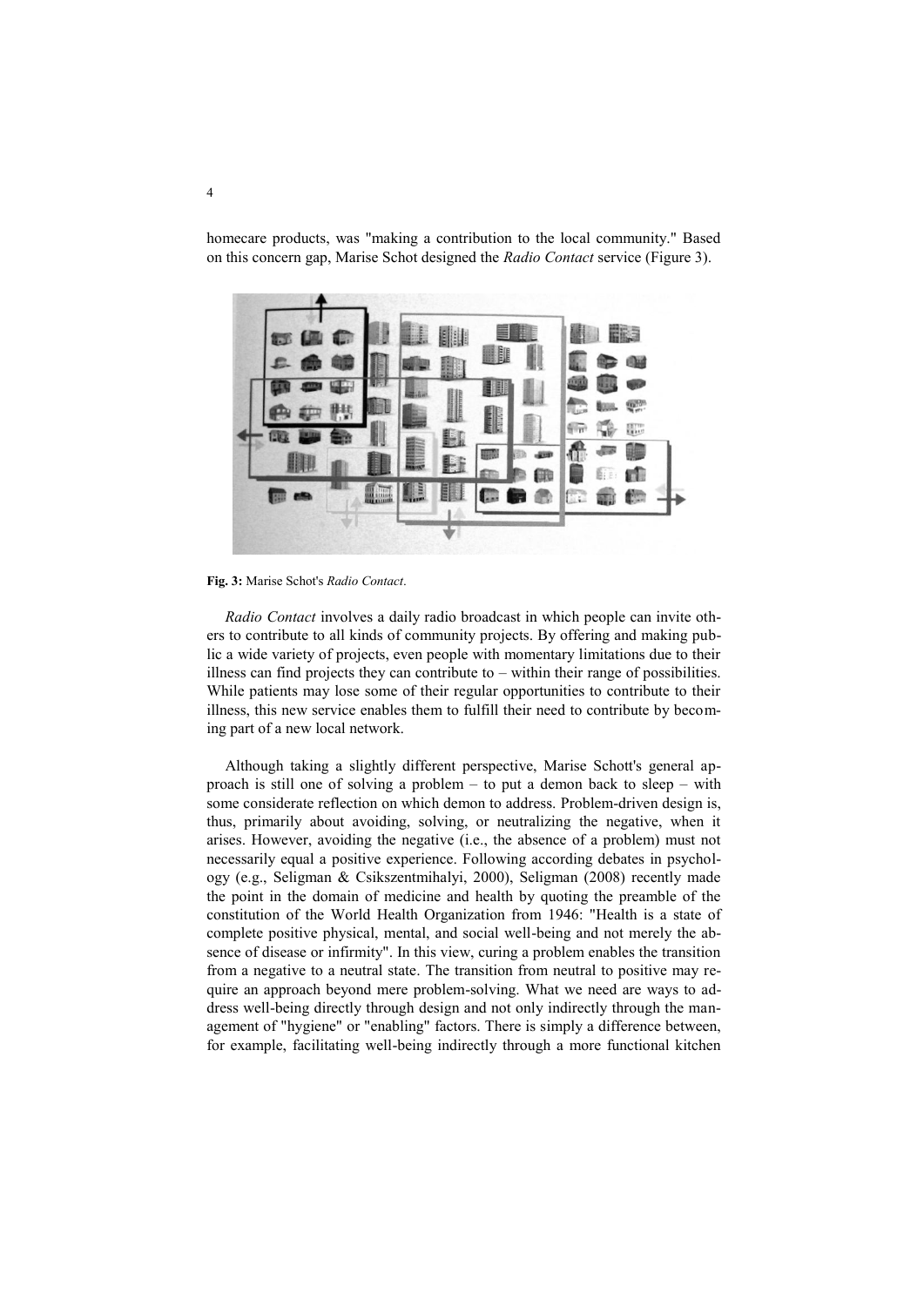homecare products, was "making a contribution to the local community." Based on this concern gap, Marise Schot designed the *Radio Contact* service (Figure 3).

**Fig. 3:** Marise Schot's *Radio Contact*.

*Radio Contact* involves a daily radio broadcast in which people can invite others to contribute to all kinds of community projects. By offering and making public a wide variety of projects, even people with momentary limitations due to their illness can find projects they can contribute to – within their range of possibilities. While patients may lose some of their regular opportunities to contribute to their illness, this new service enables them to fulfill their need to contribute by becoming part of a new local network.

Although taking a slightly different perspective, Marise Schott's general approach is still one of solving a problem – to put a demon back to sleep – with some considerate reflection on which demon to address. Problem-driven design is, thus, primarily about avoiding, solving, or neutralizing the negative, when it arises. However, avoiding the negative (i.e., the absence of a problem) must not necessarily equal a positive experience. Following according debates in psychology (e.g., Seligman & Csikszentmihalyi, 2000), Seligman (2008) recently made the point in the domain of medicine and health by quoting the preamble of the constitution of the World Health Organization from 1946: "Health is a state of complete positive physical, mental, and social well-being and not merely the absence of disease or infirmity". In this view, curing a problem enables the transition from a negative to a neutral state. The transition from neutral to positive may require an approach beyond mere problem-solving. What we need are ways to address well-being directly through design and not only indirectly through the management of "hygiene" or "enabling" factors. There is simply a difference between, for example, facilitating well-being indirectly through a more functional kitchen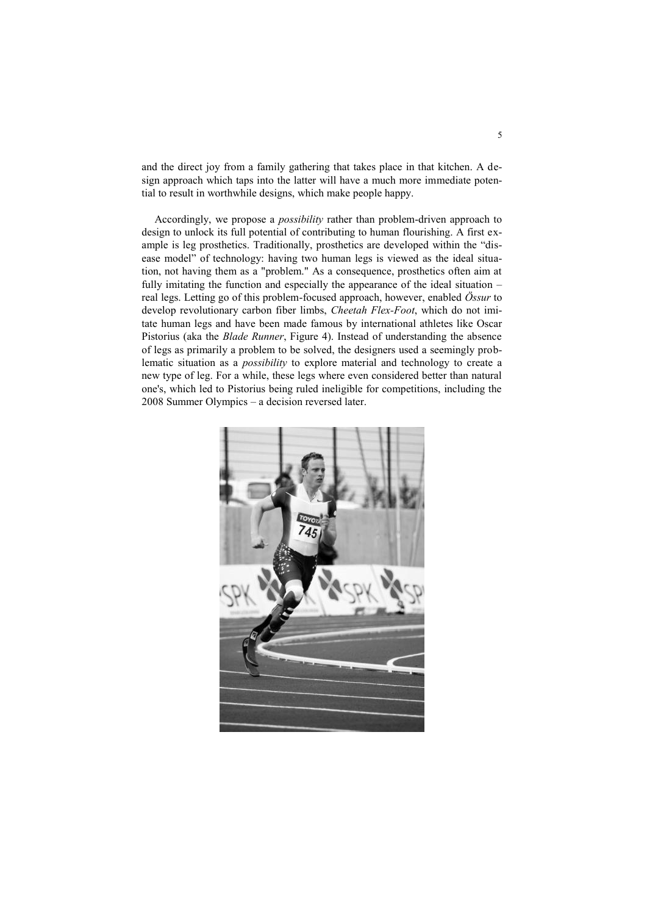and the direct joy from a family gathering that takes place in that kitchen. A design approach which taps into the latter will have a much more immediate potential to result in worthwhile designs, which make people happy.

Accordingly, we propose a *possibility* rather than problem-driven approach to design to unlock its full potential of contributing to human flourishing. A first example is leg prosthetics. Traditionally, prosthetics are developed within the "disease model" of technology: having two human legs is viewed as the ideal situation, not having them as a "problem." As a consequence, prosthetics often aim at fully imitating the function and especially the appearance of the ideal situation – real legs. Letting go of this problem-focused approach, however, enabled *Össur* to develop revolutionary carbon fiber limbs, *Cheetah Flex-Foot*, which do not imitate human legs and have been made famous by international athletes like Oscar Pistorius (aka the *Blade Runner*, Figure 4). Instead of understanding the absence of legs as primarily a problem to be solved, the designers used a seemingly problematic situation as a *possibility* to explore material and technology to create a new type of leg. For a while, these legs where even considered better than natural one's, which led to Pistorius being ruled ineligible for competitions, including the 2008 Summer Olympics – a decision reversed later.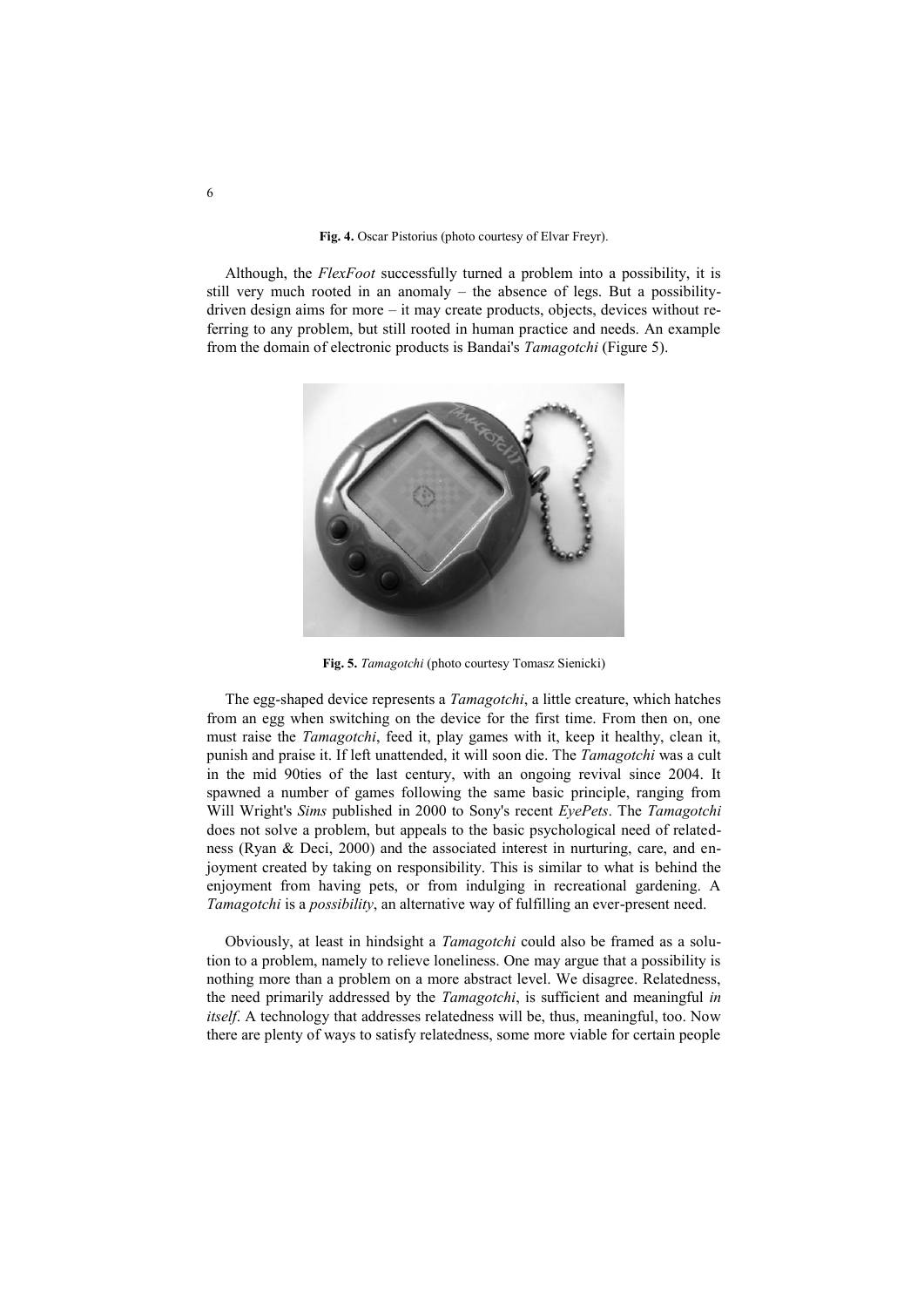**Fig. 4.** Oscar Pistorius (photo courtesy of Elvar Freyr).

Although, the *FlexFoot* successfully turned a problem into a possibility, it is still very much rooted in an anomaly – the absence of legs. But a possibility-driven design aims for more – it may create products, objects, devices without referring to any problem, but still rooted in human practice and needs. An example from the domain of electronic products is Bandai's *Tamagotchi* (Figure 5).

**Fig. 5.** *Tamagotchi* (photo courtesy Tomasz Sienicki)

The egg-shaped device represents a *Tamagotchi*, a little creature, which hatches from an egg when switching on the device for the first time. From then on, one must raise the *Tamagotchi*, feed it, play games with it, keep it healthy, clean it, punish and praise it. If left unattended, it will soon die. The *Tamagotchi* was a cult in the mid 90ties of the last century, with an ongoing revival since 2004. It spawned a number of games following the same basic principle, ranging from Will Wright's *Sims* published in 2000 to Sony's recent *EyePets*. The *Tamagotchi* does not solve a problem, but appeals to the basic psychological need of relatedness (Ryan & Deci, 2000) and the associated interest in nurturing, care, and enjoyment created by taking on responsibility. This is similar to what is behind the enjoyment from having pets, or from indulging in recreational gardening. A *Tamagotchi* is a *possibility*, an alternative way of fulfilling an ever-present need.

Obviously, at least in hindsight a *Tamagotchi* could also be framed as a solution to a problem, namely to relieve loneliness. One may argue that a possibility is nothing more than a problem on a more abstract level. We disagree. Relatedness, the need primarily addressed by the *Tamagotchi*, is sufficient and meaningful *in itself*. A technology that addresses relatedness will be, thus, meaningful, too. Now there are plenty of ways to satisfy relatedness, some more viable for certain people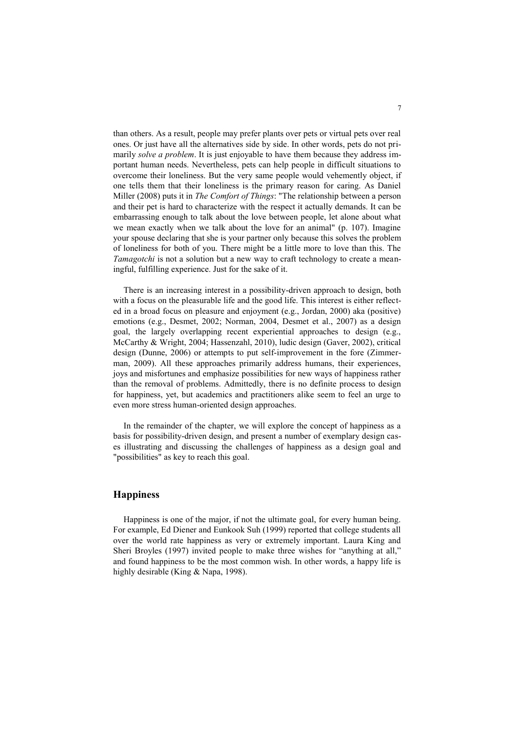than others. As a result, people may prefer plants over pets or virtual pets over real ones. Or just have all the alternatives side by side. In other words, pets do not primarily *solve a problem*. It is just enjoyable to have them because they address important human needs. Nevertheless, pets can help people in difficult situations to overcome their loneliness. But the very same people would vehemently object, if one tells them that their loneliness is the primary reason for caring. As Daniel Miller (2008) puts it in *The Comfort of Things*: "The relationship between a person and their pet is hard to characterize with the respect it actually demands. It can be embarrassing enough to talk about the love between people, let alone about what we mean exactly when we talk about the love for an animal" (p. 107). Imagine your spouse declaring that she is your partner only because this solves the problem of loneliness for both of you. There might be a little more to love than this. The *Tamagotchi* is not a solution but a new way to craft technology to create a meaningful, fulfilling experience. Just for the sake of it.

There is an increasing interest in a possibility-driven approach to design, both with a focus on the pleasurable life and the good life. This interest is either reflected in a broad focus on pleasure and enjoyment (e.g., Jordan, 2000) aka (positive) emotions (e.g., Desmet, 2002; Norman, 2004, Desmet et al., 2007) as a design goal, the largely overlapping recent experiential approaches to design (e.g., McCarthy & Wright, 2004; Hassenzahl, 2010), ludic design (Gaver, 2002), critical design (Dunne, 2006) or attempts to put self-improvement in the fore (Zimmerman, 2009). All these approaches primarily address humans, their experiences, joys and misfortunes and emphasize possibilities for new ways of happiness rather than the removal of problems. Admittedly, there is no definite process to design for happiness, yet, but academics and practitioners alike seem to feel an urge to even more stress human-oriented design approaches.

In the remainder of the chapter, we will explore the concept of happiness as a basis for possibility-driven design, and present a number of exemplary design cases illustrating and discussing the challenges of happiness as a design goal and "possibilities" as key to reach this goal.

## Happiness

Happiness is one of the major, if not the ultimate goal, for every human being. For example, Ed Diener and Eunkook Suh (1999) reported that college students all over the world rate happiness as very or extremely important. Laura King and Sheri Broyles (1997) invited people to make three wishes for "anything at all," and found happiness to be the most common wish. In other words, a happy life is highly desirable (King & Napa, 1998).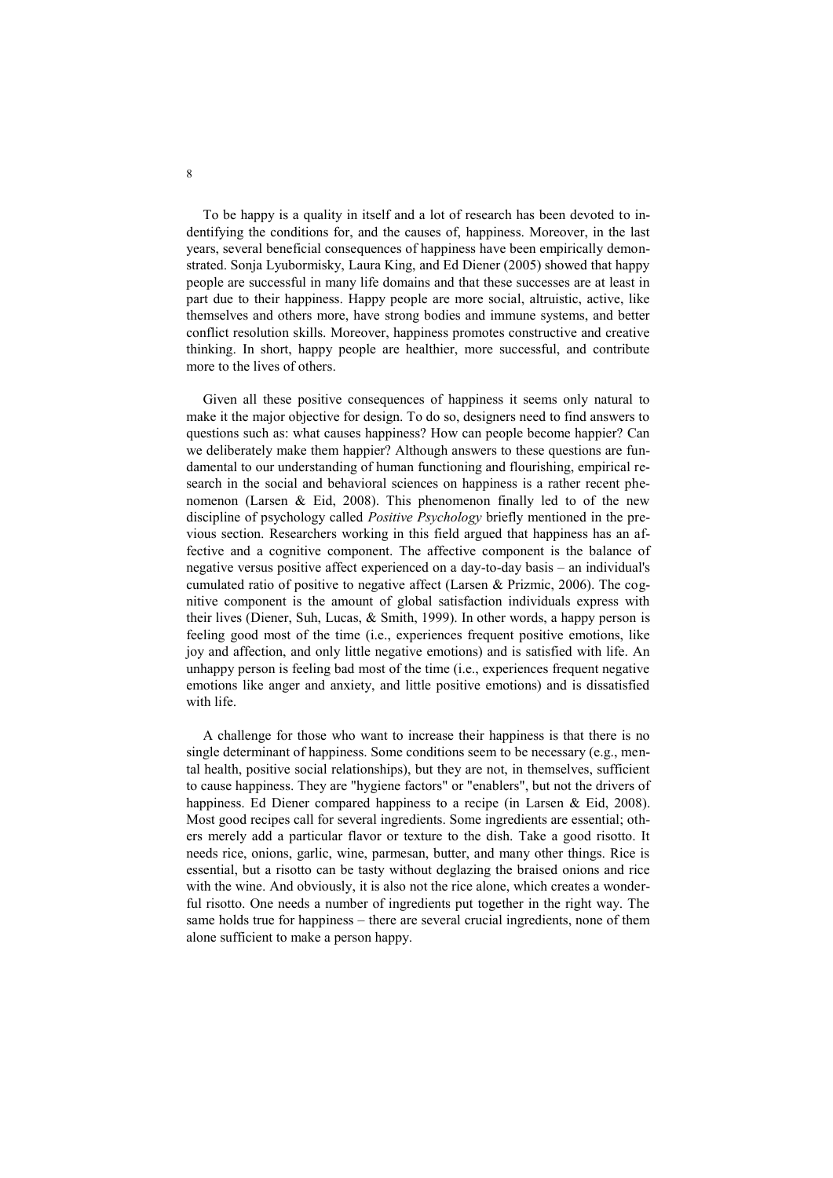To be happy is a quality in itself and a lot of research has been devoted to indentifying the conditions for, and the causes of, happiness. Moreover, in the last years, several beneficial consequences of happiness have been empirically demonstrated. Sonja Lyubormisky, Laura King, and Ed Diener (2005) showed that happy people are successful in many life domains and that these successes are at least in part due to their happiness. Happy people are more social, altruistic, active, like themselves and others more, have strong bodies and immune systems, and better conflict resolution skills. Moreover, happiness promotes constructive and creative thinking. In short, happy people are healthier, more successful, and contribute more to the lives of others.

Given all these positive consequences of happiness it seems only natural to make it the major objective for design. To do so, designers need to find answers to questions such as: what causes happiness? How can people become happier? Can we deliberately make them happier? Although answers to these questions are fundamental to our understanding of human functioning and flourishing, empirical research in the social and behavioral sciences on happiness is a rather recent phenomenon (Larsen & Eid, 2008). This phenomenon finally led to of the new discipline of psychology called *Positive Psychology* briefly mentioned in the previous section. Researchers working in this field argued that happiness has an affective and a cognitive component. The affective component is the balance of negative versus positive affect experienced on a day-to-day basis – an individual's cumulated ratio of positive to negative affect (Larsen & Prizmic, 2006). The cognitive component is the amount of global satisfaction individuals express with their lives (Diener, Suh, Lucas, & Smith, 1999). In other words, a happy person is feeling good most of the time (i.e., experiences frequent positive emotions, like joy and affection, and only little negative emotions) and is satisfied with life. An unhappy person is feeling bad most of the time (i.e., experiences frequent negative emotions like anger and anxiety, and little positive emotions) and is dissatisfied with life.

A challenge for those who want to increase their happiness is that there is no single determinant of happiness. Some conditions seem to be necessary (e.g., mental health, positive social relationships), but they are not, in themselves, sufficient to cause happiness. They are "hygiene factors" or "enablers", but not the drivers of happiness. Ed Diener compared happiness to a recipe (in Larsen & Eid, 2008). Most good recipes call for several ingredients. Some ingredients are essential; others merely add a particular flavor or texture to the dish. Take a good risotto. It needs rice, onions, garlic, wine, parmesan, butter, and many other things. Rice is essential, but a risotto can be tasty without deglazing the braised onions and rice with the wine. And obviously, it is also not the rice alone, which creates a wonderful risotto. One needs a number of ingredients put together in the right way. The same holds true for happiness – there are several crucial ingredients, none of them alone sufficient to make a person happy.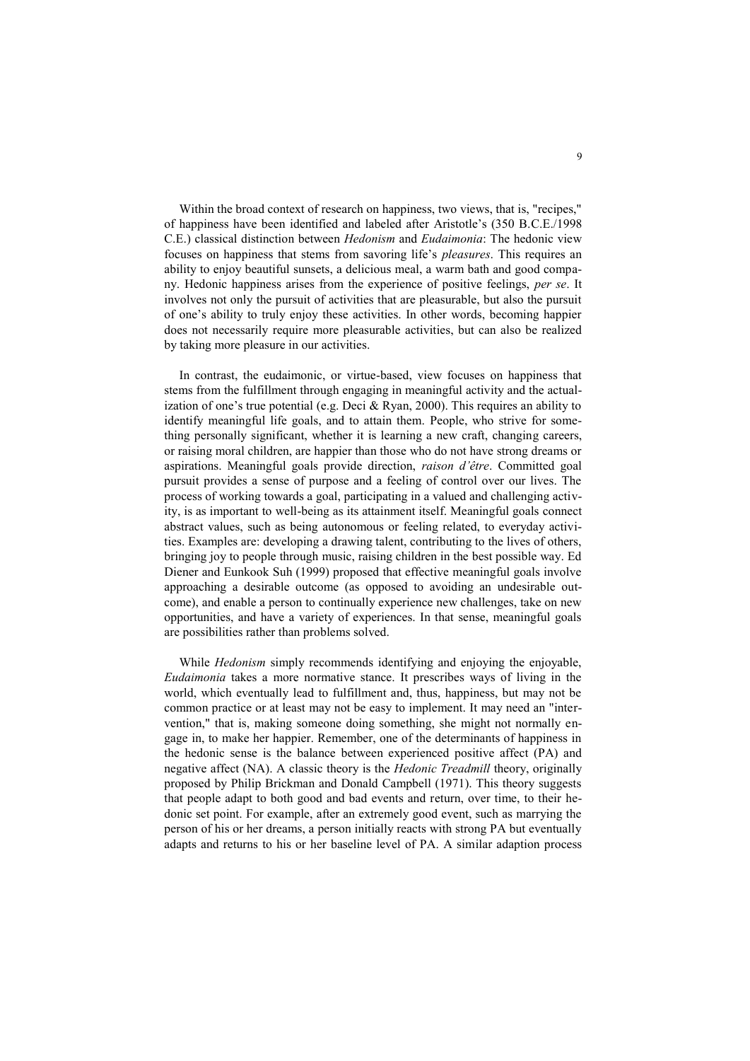Within the broad context of research on happiness, two views, that is, "recipes," of happiness have been identified and labeled after Aristotle's (350 B.C.E./1998 C.E.) classical distinction between *Hedonism* and *Eudaimonia*: The hedonic view focuses on happiness that stems from savoring life's *pleasures*. This requires an ability to enjoy beautiful sunsets, a delicious meal, a warm bath and good company. Hedonic happiness arises from the experience of positive feelings, *per se*. It involves not only the pursuit of activities that are pleasurable, but also the pursuit of one's ability to truly enjoy these activities. In other words, becoming happier does not necessarily require more pleasurable activities, but can also be realized by taking more pleasure in our activities.

In contrast, the eudaimonic, or virtue-based, view focuses on happiness that stems from the fulfillment through engaging in meaningful activity and the actualization of one's true potential (e.g. Deci & Ryan, 2000). This requires an ability to identify meaningful life goals, and to attain them. People, who strive for something personally significant, whether it is learning a new craft, changing careers, or raising moral children, are happier than those who do not have strong dreams or aspirations. Meaningful goals provide direction, *raison d'être*. Committed goal pursuit provides a sense of purpose and a feeling of control over our lives. The process of working towards a goal, participating in a valued and challenging activity, is as important to well-being as its attainment itself. Meaningful goals connect abstract values, such as being autonomous or feeling related, to everyday activities. Examples are: developing a drawing talent, contributing to the lives of others, bringing joy to people through music, raising children in the best possible way. Ed Diener and Eunkook Suh (1999) proposed that effective meaningful goals involve approaching a desirable outcome (as opposed to avoiding an undesirable outcome), and enable a person to continually experience new challenges, take on new opportunities, and have a variety of experiences. In that sense, meaningful goals are possibilities rather than problems solved.

While *Hedonism* simply recommends identifying and enjoying the enjoyable, *Eudaimonia* takes a more normative stance. It prescribes ways of living in the world, which eventually lead to fulfillment and, thus, happiness, but may not be common practice or at least may not be easy to implement. It may need an "intervention," that is, making someone doing something, she might not normally engage in, to make her happier. Remember, one of the determinants of happiness in the hedonic sense is the balance between experienced positive affect (PA) and negative affect (NA). A classic theory is the *Hedonic Treadmill* theory, originally proposed by Philip Brickman and Donald Campbell (1971). This theory suggests that people adapt to both good and bad events and return, over time, to their hedonic set point. For example, after an extremely good event, such as marrying the person of his or her dreams, a person initially reacts with strong PA but eventually adapts and returns to his or her baseline level of PA. A similar adaption process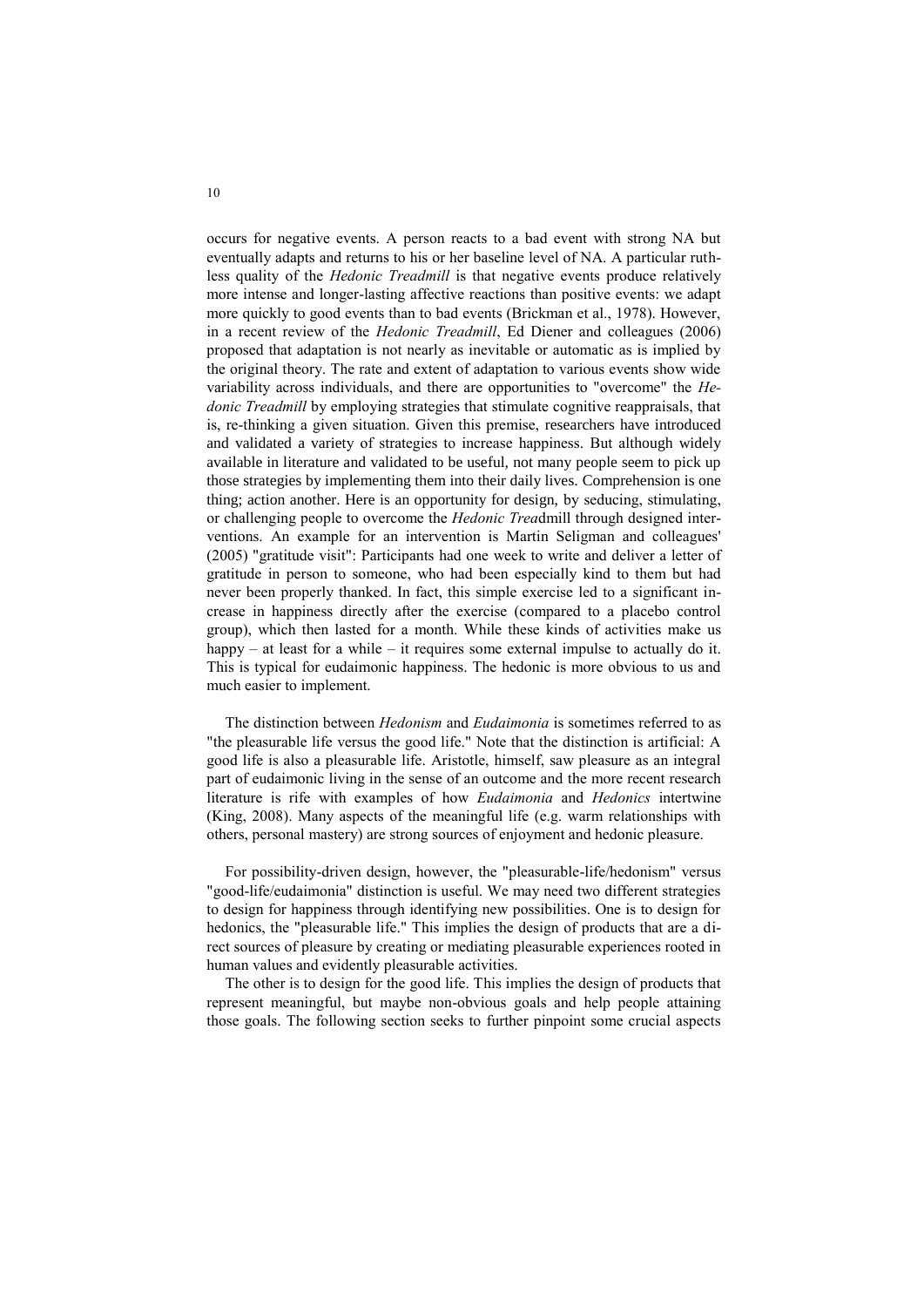occurs for negative events. A person reacts to a bad event with strong NA but eventually adapts and returns to his or her baseline level of NA. A particular ruthless quality of the *Hedonic Treadmill* is that negative events produce relatively more intense and longer-lasting affective reactions than positive events: we adapt more quickly to good events than to bad events (Brickman et al., 1978). However, in a recent review of the *Hedonic Treadmill*, Ed Diener and colleagues (2006) proposed that adaptation is not nearly as inevitable or automatic as is implied by the original theory. The rate and extent of adaptation to various events show wide variability across individuals, and there are opportunities to "overcome" the *Hedonic Treadmill* by employing strategies that stimulate cognitive reappraisals, that is, re-thinking a given situation. Given this premise, researchers have introduced and validated a variety of strategies to increase happiness. But although widely available in literature and validated to be useful, not many people seem to pick up those strategies by implementing them into their daily lives. Comprehension is one thing; action another. Here is an opportunity for design, by seducing, stimulating, or challenging people to overcome the *Hedonic Trea*dmill through designed interventions. An example for an intervention is Martin Seligman and colleagues' (2005) "gratitude visit": Participants had one week to write and deliver a letter of gratitude in person to someone, who had been especially kind to them but had never been properly thanked. In fact, this simple exercise led to a significant increase in happiness directly after the exercise (compared to a placebo control group), which then lasted for a month. While these kinds of activities make us happy – at least for a while – it requires some external impulse to actually do it. This is typical for eudaimonic happiness. The hedonic is more obvious to us and much easier to implement.

The distinction between *Hedonism* and *Eudaimonia* is sometimes referred to as "the pleasurable life versus the good life." Note that the distinction is artificial: A good life is also a pleasurable life. Aristotle, himself, saw pleasure as an integral part of eudaimonic living in the sense of an outcome and the more recent research literature is rife with examples of how *Eudaimonia* and *Hedonics* intertwine (King, 2008). Many aspects of the meaningful life (e.g. warm relationships with others, personal mastery) are strong sources of enjoyment and hedonic pleasure.

For possibility-driven design, however, the "pleasurable-life/hedonism" versus "good-life/eudaimonia" distinction is useful. We may need two different strategies to design for happiness through identifying new possibilities. One is to design for hedonics, the "pleasurable life." This implies the design of products that are a direct sources of pleasure by creating or mediating pleasurable experiences rooted in human values and evidently pleasurable activities.

The other is to design for the good life. This implies the design of products that represent meaningful, but maybe non-obvious goals and help people attaining those goals. The following section seeks to further pinpoint some crucial aspects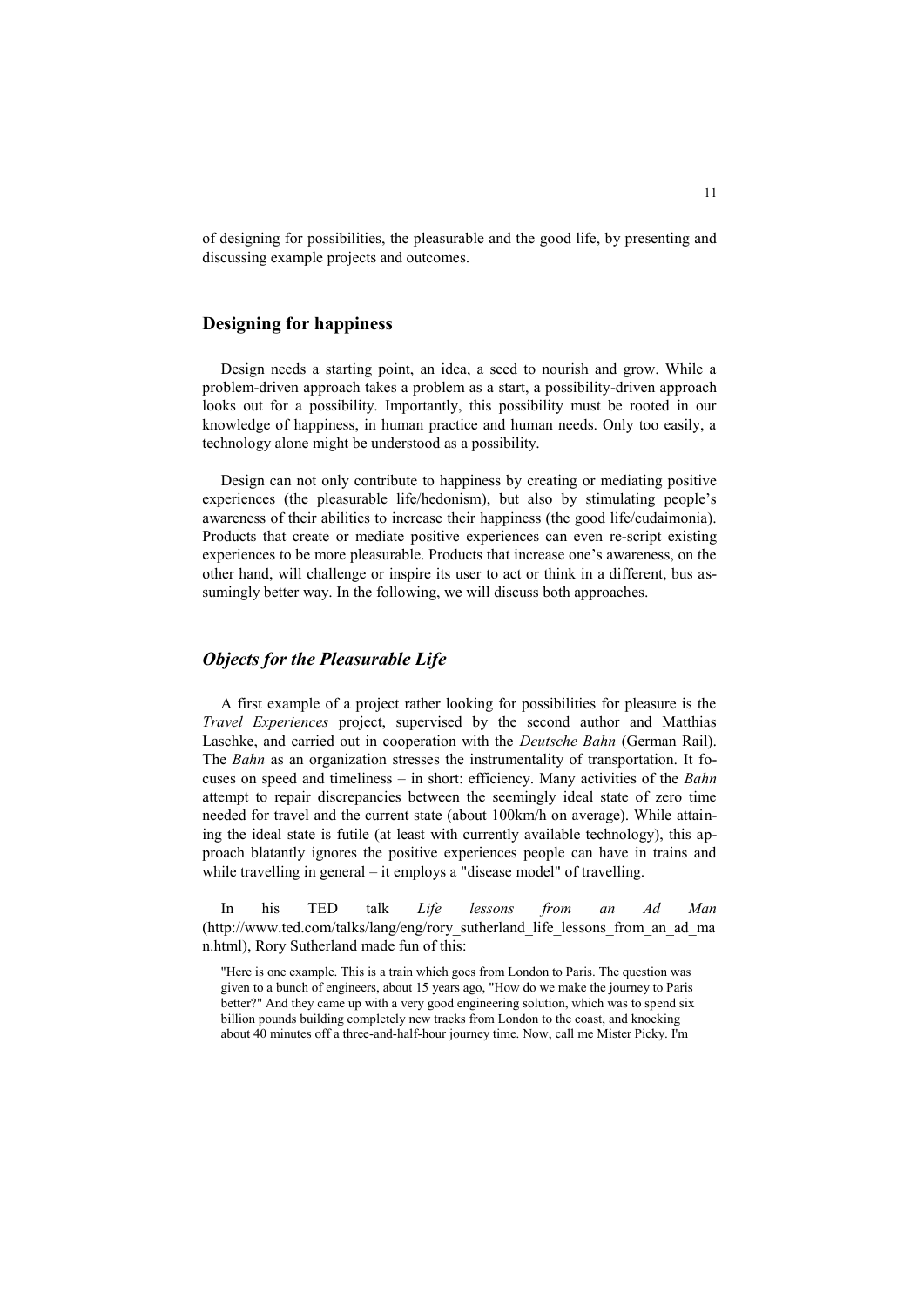of designing for possibilities, the pleasurable and the good life, by presenting and discussing example projects and outcomes.

## Designing for happiness

Design needs a starting point, an idea, a seed to nourish and grow. While a problem-driven approach takes a problem as a start, a possibility-driven approach looks out for a possibility. Importantly, this possibility must be rooted in our knowledge of happiness, in human practice and human needs. Only too easily, a technology alone might be understood as a possibility.

Design can not only contribute to happiness by creating or mediating positive experiences (the pleasurable life/hedonism), but also by stimulating people's awareness of their abilities to increase their happiness (the good life/eudaimonia). Products that create or mediate positive experiences can even re-script existing experiences to be more pleasurable. Products that increase one's awareness, on the other hand, will challenge or inspire its user to act or think in a different, bus assumingly better way. In the following, we will discuss both approaches.

### *Objects for the Pleasurable Life*

A first example of a project rather looking for possibilities for pleasure is the *Travel Experiences* project, supervised by the second author and Matthias Laschke, and carried out in cooperation with the *Deutsche Bahn* (German Rail). The *Bahn* as an organization stresses the instrumentality of transportation. It focuses on speed and timeliness – in short: efficiency. Many activities of the *Bahn* attempt to repair discrepancies between the seemingly ideal state of zero time needed for travel and the current state (about 100km/h on average). While attaining the ideal state is futile (at least with currently available technology), this approach blatantly ignores the positive experiences people can have in trains and while travelling in general – it employs a "disease model" of travelling.

In his TED talk *Life lessons from an Ad Man* (http://www.ted.com/talks/lang/eng/rory_sutherland_life_lessons_from_an_ad_man.html), Rory Sutherland made fun of this:

> "Here is one example. This is a train which goes from London to Paris. The question was given to a bunch of engineers, about 15 years ago, "How do we make the journey to Paris better?" And they came up with a very good engineering solution, which was to spend six billion pounds building completely new tracks from London to the coast, and knocking about 40 minutes off a three-and-half-hour journey time. Now, call me Mister Picky. I'm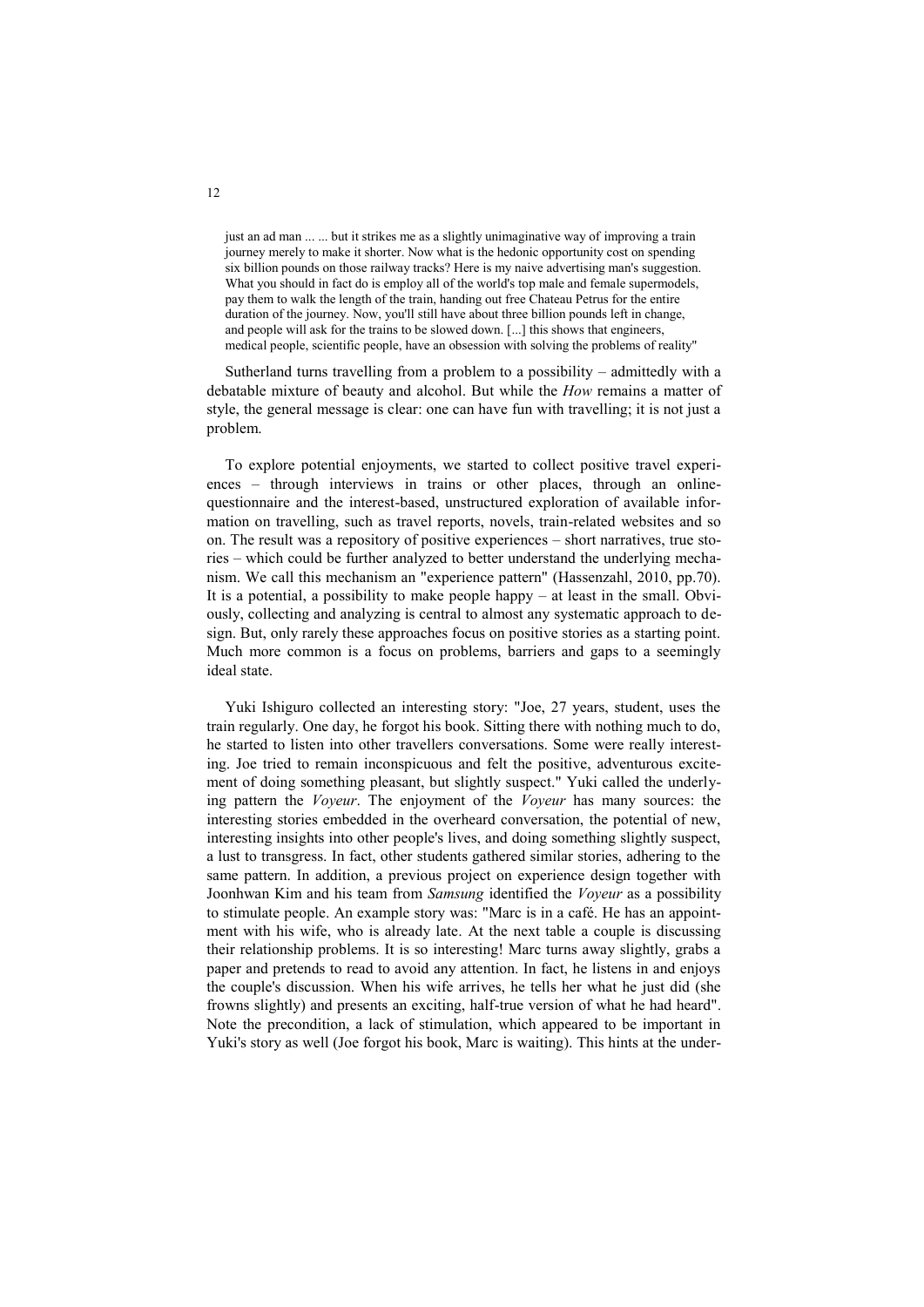> just an ad man ... ... but it strikes me as a slightly unimaginative way of improving a train journey merely to make it shorter. Now what is the hedonic opportunity cost on spending six billion pounds on those railway tracks? Here is my naive advertising man's suggestion. What you should in fact do is employ all of the world's top male and female supermodels, pay them to walk the length of the train, handing out free Chateau Petrus for the entire duration of the journey. Now, you'll still have about three billion pounds left in change, and people will ask for the trains to be slowed down. [...] this shows that engineers, medical people, scientific people, have an obsession with solving the problems of reality"

Sutherland turns travelling from a problem to a possibility – admittedly with a debatable mixture of beauty and alcohol. But while the *How* remains a matter of style, the general message is clear: one can have fun with travelling; it is not just a problem.

To explore potential enjoyments, we started to collect positive travel experiences – through interviews in trains or other places, through an online-questionnaire and the interest-based, unstructured exploration of available information on travelling, such as travel reports, novels, train-related websites and so on. The result was a repository of positive experiences – short narratives, true stories – which could be further analyzed to better understand the underlying mechanism. We call this mechanism an "experience pattern" (Hassenzahl, 2010, pp.70). It is a potential, a possibility to make people happy – at least in the small. Obviously, collecting and analyzing is central to almost any systematic approach to design. But, only rarely these approaches focus on positive stories as a starting point. Much more common is a focus on problems, barriers and gaps to a seemingly ideal state.

Yuki Ishiguro collected an interesting story: "Joe, 27 years, student, uses the train regularly. One day, he forgot his book. Sitting there with nothing much to do, he started to listen into other travellers conversations. Some were really interesting. Joe tried to remain inconspicuous and felt the positive, adventurous excitement of doing something pleasant, but slightly suspect." Yuki called the underlying pattern the *Voyeur*. The enjoyment of the *Voyeur* has many sources: the interesting stories embedded in the overheard conversation, the potential of new, interesting insights into other people's lives, and doing something slightly suspect, a lust to transgress. In fact, other students gathered similar stories, adhering to the same pattern. In addition, a previous project on experience design together with Joonhwan Kim and his team from *Samsung* identified the *Voyeur* as a possibility to stimulate people. An example story was: "Marc is in a café. He has an appointment with his wife, who is already late. At the next table a couple is discussing their relationship problems. It is so interesting! Marc turns away slightly, grabs a paper and pretends to read to avoid any attention. In fact, he listens in and enjoys the couple's discussion. When his wife arrives, he tells her what he just did (she frowns slightly) and presents an exciting, half-true version of what he had heard". Note the precondition, a lack of stimulation, which appeared to be important in Yuki's story as well (Joe forgot his book, Marc is waiting). This hints at the under-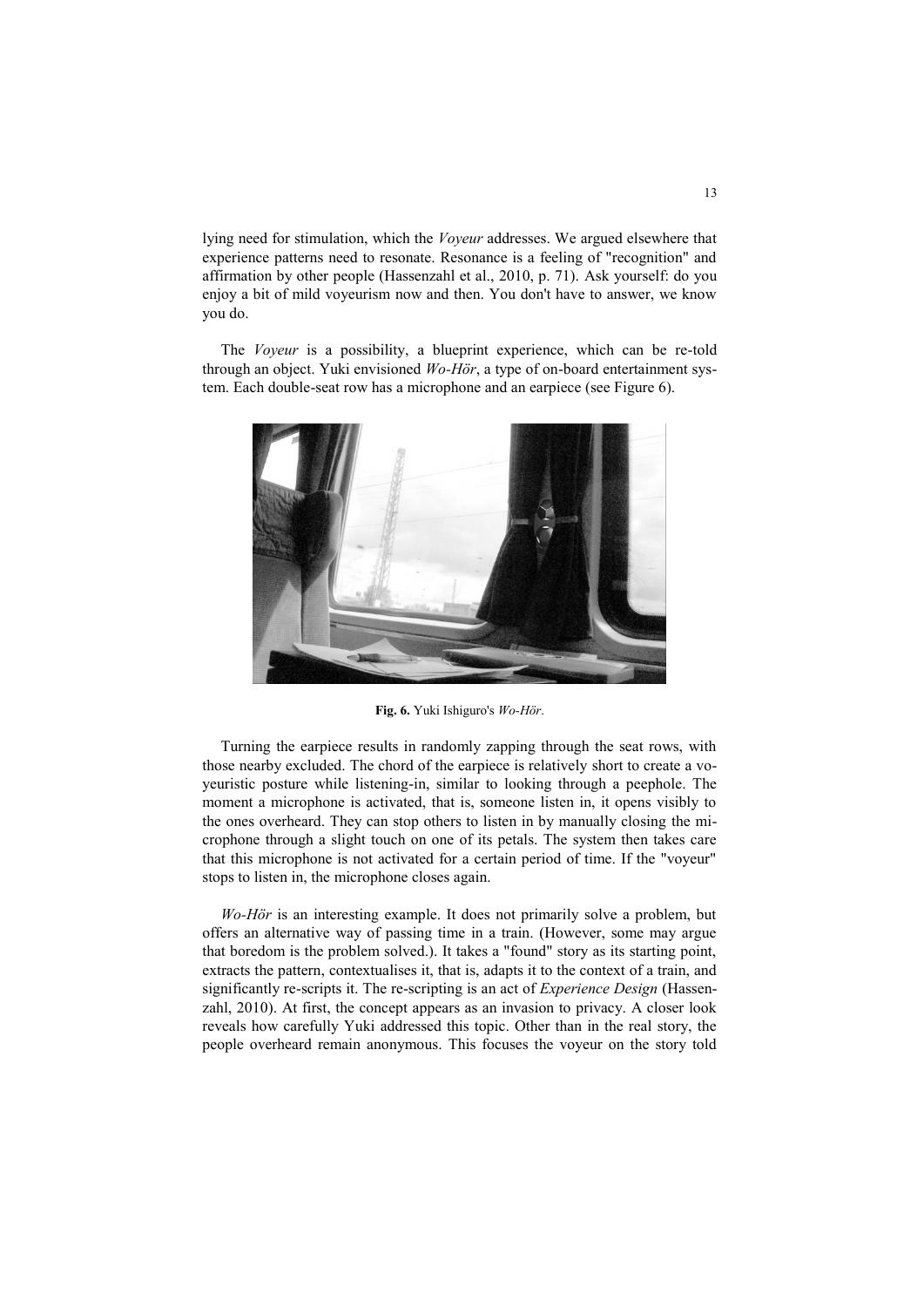lying need for stimulation, which the *Voyeur* addresses. We argued elsewhere that experience patterns need to resonate. Resonance is a feeling of "recognition" and affirmation by other people (Hassenzahl et al., 2010, p. 71). Ask yourself: do you enjoy a bit of mild voyeurism now and then. You don't have to answer, we know you do.

The *Voyeur* is a possibility, a blueprint experience, which can be re-told through an object. Yuki envisioned *Wo-Hör*, a type of on-board entertainment system. Each double-seat row has a microphone and an earpiece (see Figure 6).

**Fig. 6.** Yuki Ishiguro's *Wo-Hör*.

Turning the earpiece results in randomly zapping through the seat rows, with those nearby excluded. The chord of the earpiece is relatively short to create a voyeuristic posture while listening-in, similar to looking through a peephole. The moment a microphone is activated, that is, someone listen in, it opens visibly to the ones overheard. They can stop others to listen in by manually closing the microphone through a slight touch on one of its petals. The system then takes care that this microphone is not activated for a certain period of time. If the "voyeur" stops to listen in, the microphone closes again.

*Wo-Hör* is an interesting example. It does not primarily solve a problem, but offers an alternative way of passing time in a train. (However, some may argue that boredom is the problem solved.). It takes a "found" story as its starting point, extracts the pattern, contextualises it, that is, adapts it to the context of a train, and significantly re-scripts it. The re-scripting is an act of *Experience Design* (Hassenzahl, 2010). At first, the concept appears as an invasion to privacy. A closer look reveals how carefully Yuki addressed this topic. Other than in the real story, the people overheard remain anonymous. This focuses the voyeur on the story told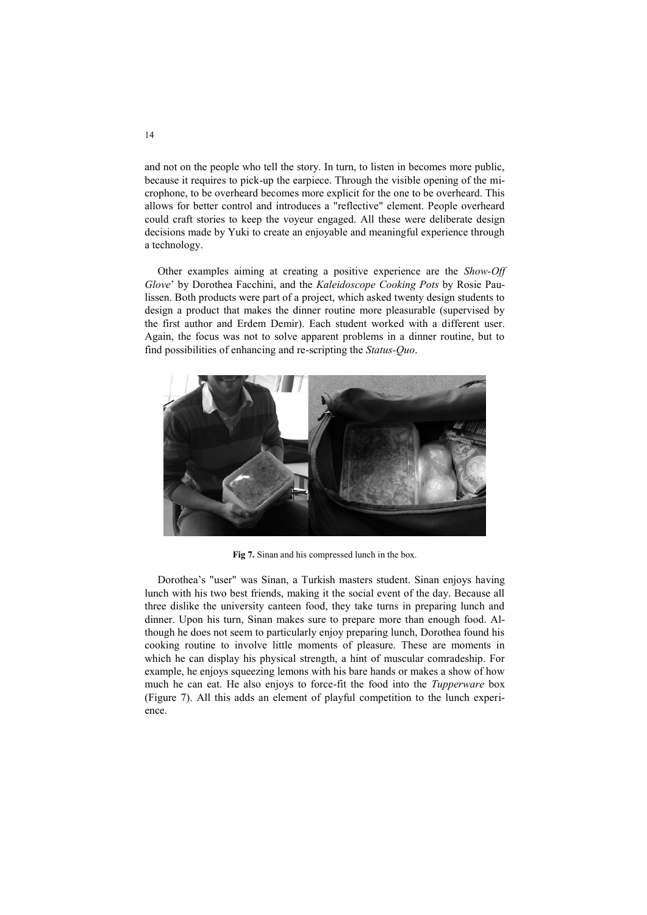and not on the people who tell the story. In turn, to listen in becomes more public, because it requires to pick-up the earpiece. Through the visible opening of the microphone, to be overheard becomes more explicit for the one to be overheard. This allows for better control and introduces a "reflective" element. People overheard could craft stories to keep the voyeur engaged. All these were deliberate design decisions made by Yuki to create an enjoyable and meaningful experience through a technology.

Other examples aiming at creating a positive experience are the *Show-Off Glove*' by Dorothea Facchini, and the *Kaleidoscope Cooking Pots* by Rosie Paulissen. Both products were part of a project, which asked twenty design students to design a product that makes the dinner routine more pleasurable (supervised by the first author and Erdem Demir). Each student worked with a different user. Again, the focus was not to solve apparent problems in a dinner routine, but to find possibilities of enhancing and re-scripting the *Status-Quo*.

**Fig 7.** Sinan and his compressed lunch in the box.

Dorothea's "user" was Sinan, a Turkish masters student. Sinan enjoys having lunch with his two best friends, making it the social event of the day. Because all three dislike the university canteen food, they take turns in preparing lunch and dinner. Upon his turn, Sinan makes sure to prepare more than enough food. Although he does not seem to particularly enjoy preparing lunch, Dorothea found his cooking routine to involve little moments of pleasure. These are moments in which he can display his physical strength, a hint of muscular comradeship. For example, he enjoys squeezing lemons with his bare hands or makes a show of how much he can eat. He also enjoys to force-fit the food into the *Tupperware* box (Figure 7). All this adds an element of playful competition to the lunch experience.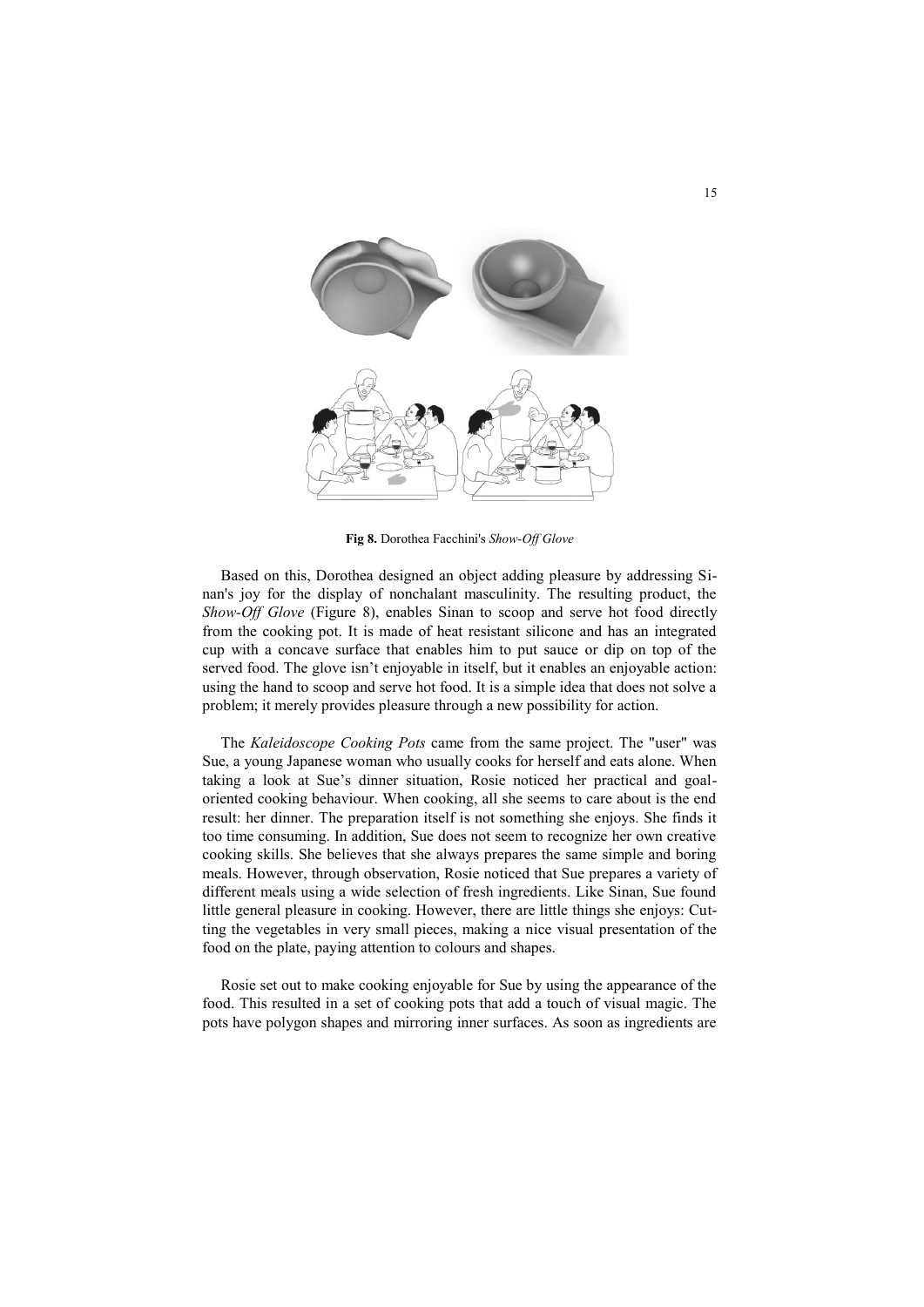**Fig 8.** Dorothea Facchini's *Show-Off Glove*

Based on this, Dorothea designed an object adding pleasure by addressing Sinan's joy for the display of nonchalant masculinity. The resulting product, the *Show-Off Glove* (Figure 8), enables Sinan to scoop and serve hot food directly from the cooking pot. It is made of heat resistant silicone and has an integrated cup with a concave surface that enables him to put sauce or dip on top of the served food. The glove isn't enjoyable in itself, but it enables an enjoyable action: using the hand to scoop and serve hot food. It is a simple idea that does not solve a problem; it merely provides pleasure through a new possibility for action.

The *Kaleidoscope Cooking Pots* came from the same project. The "user" was Sue, a young Japanese woman who usually cooks for herself and eats alone. When taking a look at Sue's dinner situation, Rosie noticed her practical and goal-oriented cooking behaviour. When cooking, all she seems to care about is the end result: her dinner. The preparation itself is not something she enjoys. She finds it too time consuming. In addition, Sue does not seem to recognize her own creative cooking skills. She believes that she always prepares the same simple and boring meals. However, through observation, Rosie noticed that Sue prepares a variety of different meals using a wide selection of fresh ingredients. Like Sinan, Sue found little general pleasure in cooking. However, there are little things she enjoys: Cutting the vegetables in very small pieces, making a nice visual presentation of the food on the plate, paying attention to colours and shapes.

Rosie set out to make cooking enjoyable for Sue by using the appearance of the food. This resulted in a set of cooking pots that add a touch of visual magic. The pots have polygon shapes and mirroring inner surfaces. As soon as ingredients are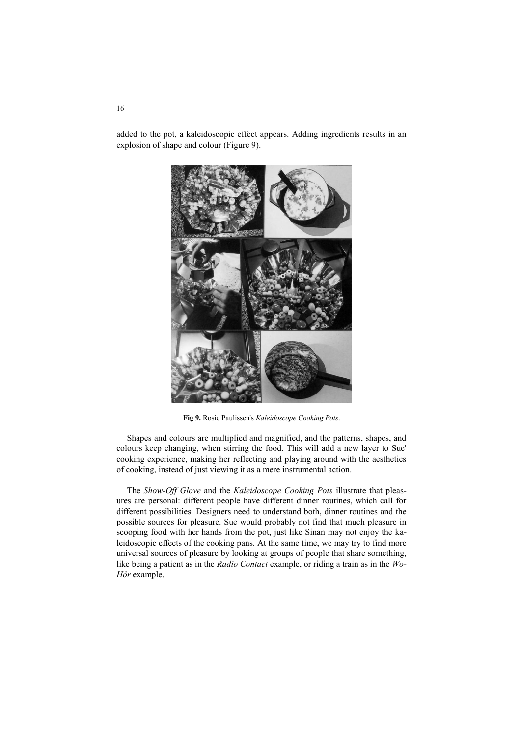added to the pot, a kaleidoscopic effect appears. Adding ingredients results in an explosion of shape and colour (Figure 9).

**Fig 9.** Rosie Paulissen's *Kaleidoscope Cooking Pots*.

Shapes and colours are multiplied and magnified, and the patterns, shapes, and colours keep changing, when stirring the food. This will add a new layer to Sue' cooking experience, making her reflecting and playing around with the aesthetics of cooking, instead of just viewing it as a mere instrumental action.

The *Show-Off Glove* and the *Kaleidoscope Cooking Pots* illustrate that pleasures are personal: different people have different dinner routines, which call for different possibilities. Designers need to understand both, dinner routines and the possible sources for pleasure. Sue would probably not find that much pleasure in scooping food with her hands from the pot, just like Sinan may not enjoy the kaleidoscopic effects of the cooking pans. At the same time, we may try to find more universal sources of pleasure by looking at groups of people that share something, like being a patient as in the *Radio Contact* example, or riding a train as in the *Wo-Hör* example.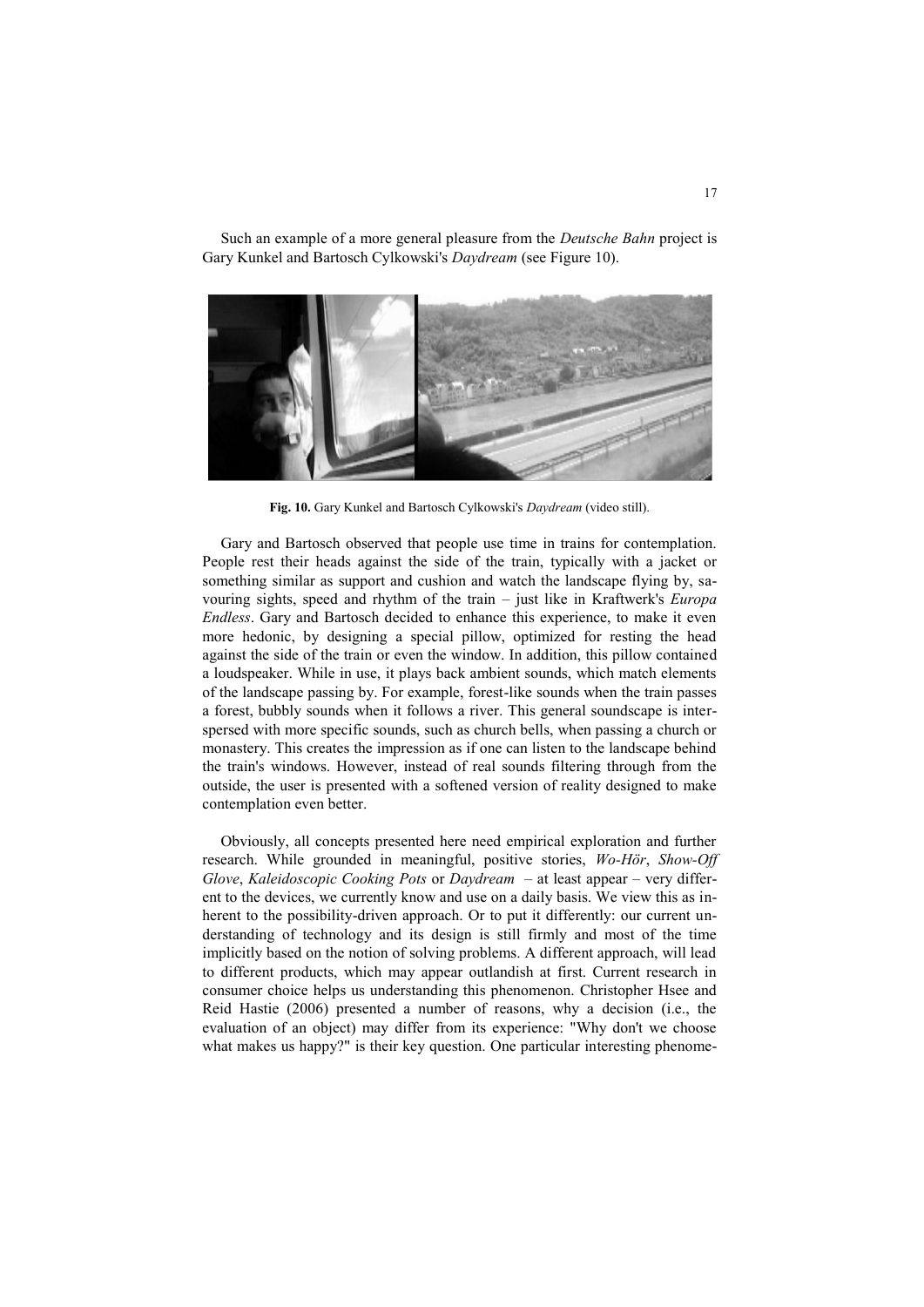Such an example of a more general pleasure from the *Deutsche Bahn* project is Gary Kunkel and Bartosch Cylkowski's *Daydream* (see Figure 10).

**Fig. 10.** Gary Kunkel and Bartosch Cylkowski's *Daydream* (video still).

Gary and Bartosch observed that people use time in trains for contemplation. People rest their heads against the side of the train, typically with a jacket or something similar as support and cushion and watch the landscape flying by, savouring sights, speed and rhythm of the train – just like in Kraftwerk's *Europa Endless*. Gary and Bartosch decided to enhance this experience, to make it even more hedonic, by designing a special pillow, optimized for resting the head against the side of the train or even the window. In addition, this pillow contained a loudspeaker. While in use, it plays back ambient sounds, which match elements of the landscape passing by. For example, forest-like sounds when the train passes a forest, bubbly sounds when it follows a river. This general soundscape is interspersed with more specific sounds, such as church bells, when passing a church or monastery. This creates the impression as if one can listen to the landscape behind the train's windows. However, instead of real sounds filtering through from the outside, the user is presented with a softened version of reality designed to make contemplation even better.

Obviously, all concepts presented here need empirical exploration and further research. While grounded in meaningful, positive stories, *Wo-Hör*, *Show-Off Glove*, *Kaleidoscopic Cooking Pots* or *Daydream* – at least appear – very different to the devices, we currently know and use on a daily basis. We view this as inherent to the possibility-driven approach. Or to put it differently: our current understanding of technology and its design is still firmly and most of the time implicitly based on the notion of solving problems. A different approach, will lead to different products, which may appear outlandish at first. Current research in consumer choice helps us understanding this phenomenon. Christopher Hsee and Reid Hastie (2006) presented a number of reasons, why a decision (i.e., the evaluation of an object) may differ from its experience: "Why don't we choose what makes us happy?" is their key question. One particular interesting phenome-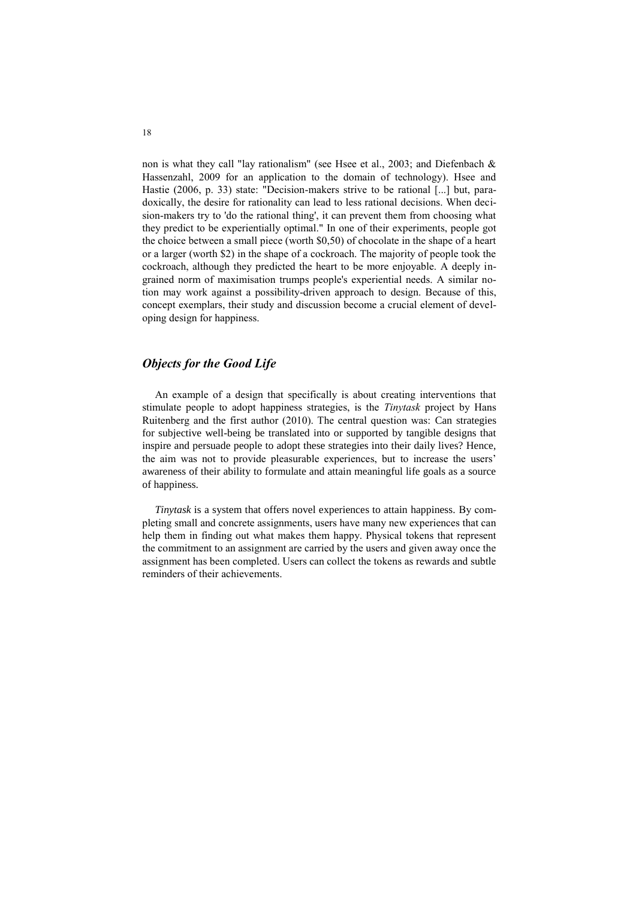non is what they call "lay rationalism" (see Hsee et al., 2003; and Diefenbach & Hassenzahl, 2009 for an application to the domain of technology). Hsee and Hastie (2006, p. 33) state: "Decision-makers strive to be rational [...] but, paradoxically, the desire for rationality can lead to less rational decisions. When decision-makers try to 'do the rational thing', it can prevent them from choosing what they predict to be experientially optimal." In one of their experiments, people got the choice between a small piece (worth $0,50) of chocolate in the shape of a heart or a larger (worth $2) in the shape of a cockroach. The majority of people took the cockroach, although they predicted the heart to be more enjoyable. A deeply ingrained norm of maximisation trumps people's experiential needs. A similar notion may work against a possibility-driven approach to design. Because of this, concept exemplars, their study and discussion become a crucial element of developing design for happiness.

## *Objects for the Good Life*

An example of a design that specifically is about creating interventions that stimulate people to adopt happiness strategies, is the *Tinytask* project by Hans Ruitenberg and the first author (2010). The central question was: Can strategies for subjective well-being be translated into or supported by tangible designs that inspire and persuade people to adopt these strategies into their daily lives? Hence, the aim was not to provide pleasurable experiences, but to increase the users' awareness of their ability to formulate and attain meaningful life goals as a source of happiness.

*Tinytask* is a system that offers novel experiences to attain happiness. By completing small and concrete assignments, users have many new experiences that can help them in finding out what makes them happy. Physical tokens that represent the commitment to an assignment are carried by the users and given away once the assignment has been completed. Users can collect the tokens as rewards and subtle reminders of their achievements.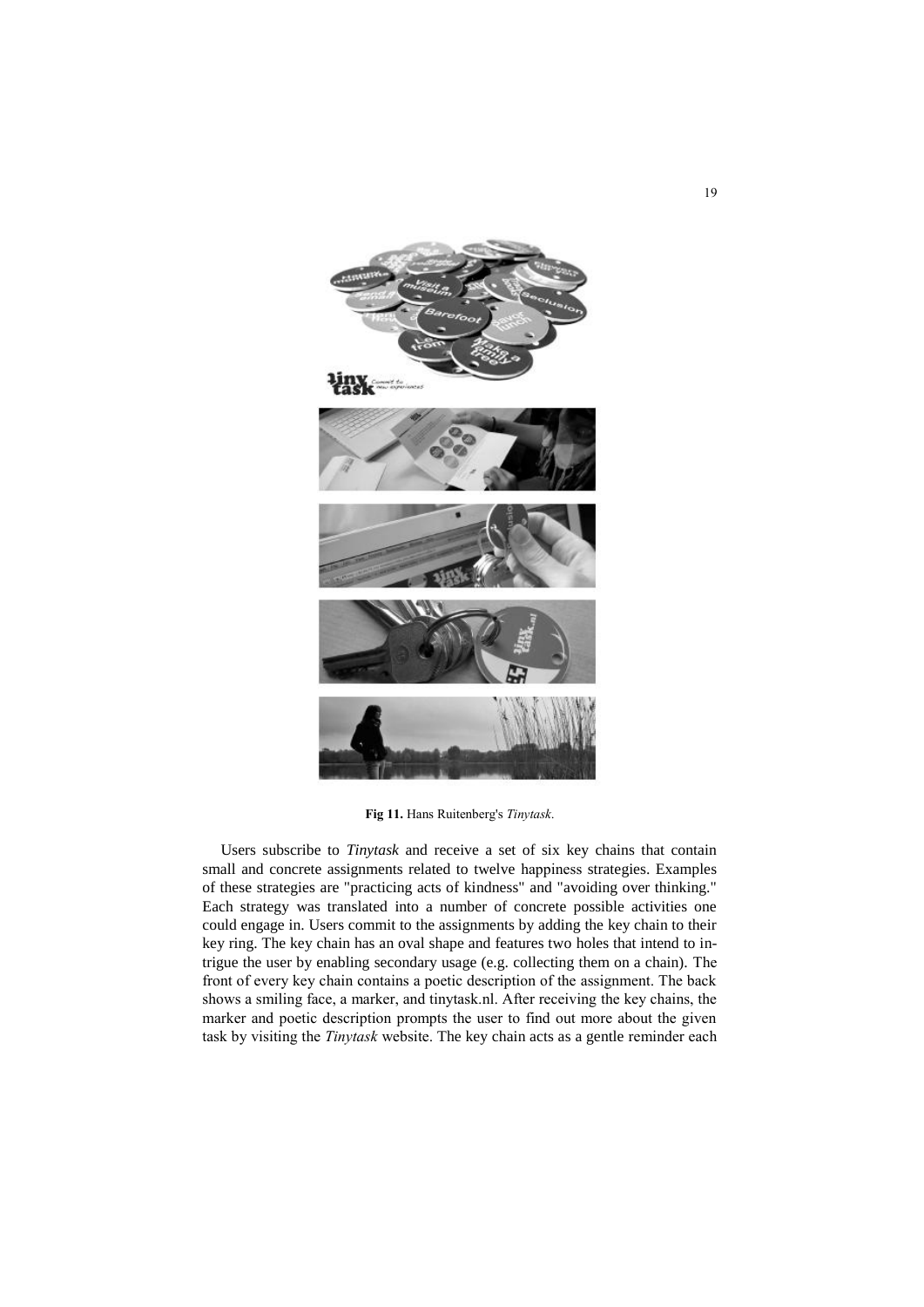**Fig 11.** Hans Ruitenberg's *Tinytask*.

Users subscribe to *Tinytask* and receive a set of six key chains that contain small and concrete assignments related to twelve happiness strategies. Examples of these strategies are "practicing acts of kindness" and "avoiding over thinking." Each strategy was translated into a number of concrete possible activities one could engage in. Users commit to the assignments by adding the key chain to their key ring. The key chain has an oval shape and features two holes that intend to intrigue the user by enabling secondary usage (e.g. collecting them on a chain). The front of every key chain contains a poetic description of the assignment. The back shows a smiling face, a marker, and tinytask.nl. After receiving the key chains, the marker and poetic description prompts the user to find out more about the given task by visiting the *Tinytask* website. The key chain acts as a gentle reminder each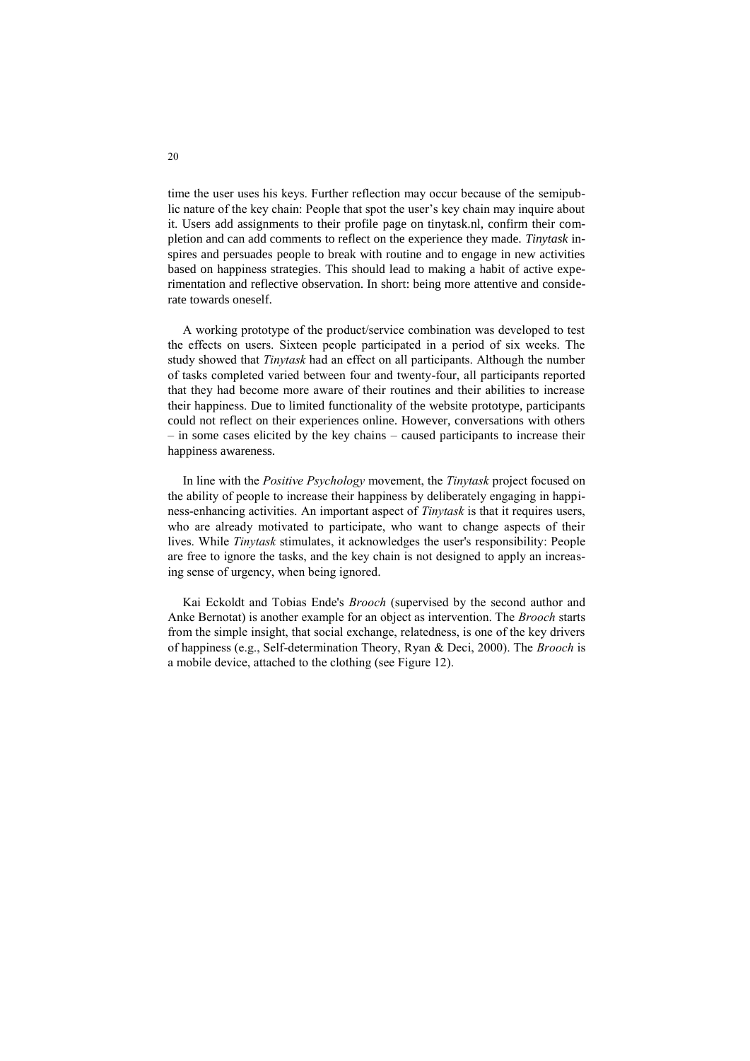time the user uses his keys. Further reflection may occur because of the semipublic nature of the key chain: People that spot the user's key chain may inquire about it. Users add assignments to their profile page on tinytask.nl, confirm their completion and can add comments to reflect on the experience they made. *Tinytask* inspires and persuades people to break with routine and to engage in new activities based on happiness strategies. This should lead to making a habit of active experimentation and reflective observation. In short: being more attentive and considerate towards oneself.

A working prototype of the product/service combination was developed to test the effects on users. Sixteen people participated in a period of six weeks. The study showed that *Tinytask* had an effect on all participants. Although the number of tasks completed varied between four and twenty-four, all participants reported that they had become more aware of their routines and their abilities to increase their happiness. Due to limited functionality of the website prototype, participants could not reflect on their experiences online. However, conversations with others – in some cases elicited by the key chains – caused participants to increase their happiness awareness.

In line with the *Positive Psychology* movement, the *Tinytask* project focused on the ability of people to increase their happiness by deliberately engaging in happiness-enhancing activities. An important aspect of *Tinytask* is that it requires users, who are already motivated to participate, who want to change aspects of their lives. While *Tinytask* stimulates, it acknowledges the user's responsibility: People are free to ignore the tasks, and the key chain is not designed to apply an increasing sense of urgency, when being ignored.

Kai Eckoldt and Tobias Ende's *Brooch* (supervised by the second author and Anke Bernotat) is another example for an object as intervention. The *Brooch* starts from the simple insight, that social exchange, relatedness, is one of the key drivers of happiness (e.g., Self-determination Theory, Ryan & Deci, 2000). The *Brooch* is a mobile device, attached to the clothing (see Figure 12).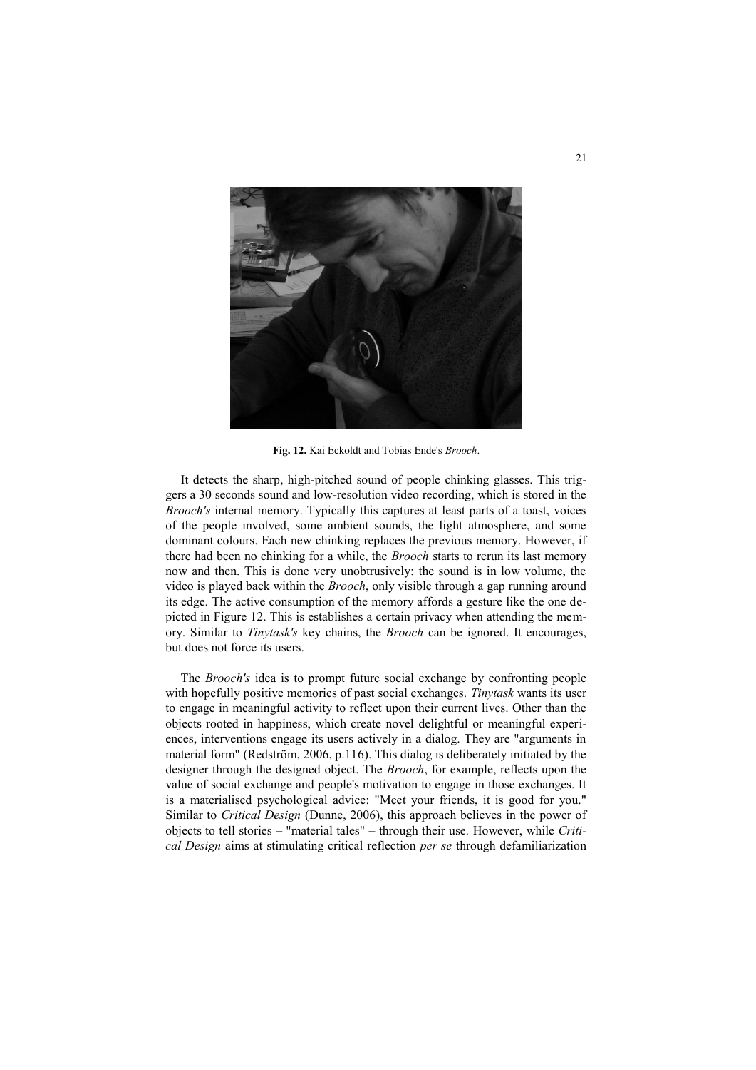**Fig. 12.** Kai Eckoldt and Tobias Ende's *Brooch*.

It detects the sharp, high-pitched sound of people chinking glasses. This triggers a 30 seconds sound and low-resolution video recording, which is stored in the *Brooch's* internal memory. Typically this captures at least parts of a toast, voices of the people involved, some ambient sounds, the light atmosphere, and some dominant colours. Each new chinking replaces the previous memory. However, if there had been no chinking for a while, the *Brooch* starts to rerun its last memory now and then. This is done very unobtrusively: the sound is in low volume, the video is played back within the *Brooch*, only visible through a gap running around its edge. The active consumption of the memory affords a gesture like the one depicted in Figure 12. This is establishes a certain privacy when attending the memory. Similar to *Tinytask's* key chains, the *Brooch* can be ignored. It encourages, but does not force its users.

The *Brooch's* idea is to prompt future social exchange by confronting people with hopefully positive memories of past social exchanges. *Tinytask* wants its user to engage in meaningful activity to reflect upon their current lives. Other than the objects rooted in happiness, which create novel delightful or meaningful experiences, interventions engage its users actively in a dialog. They are "arguments in material form" (Redström, 2006, p.116). This dialog is deliberately initiated by the designer through the designed object. The *Brooch*, for example, reflects upon the value of social exchange and people's motivation to engage in those exchanges. It is a materialised psychological advice: "Meet your friends, it is good for you." Similar to *Critical Design* (Dunne, 2006), this approach believes in the power of objects to tell stories – "material tales" – through their use. However, while *Critical Design* aims at stimulating critical reflection *per se* through defamiliarization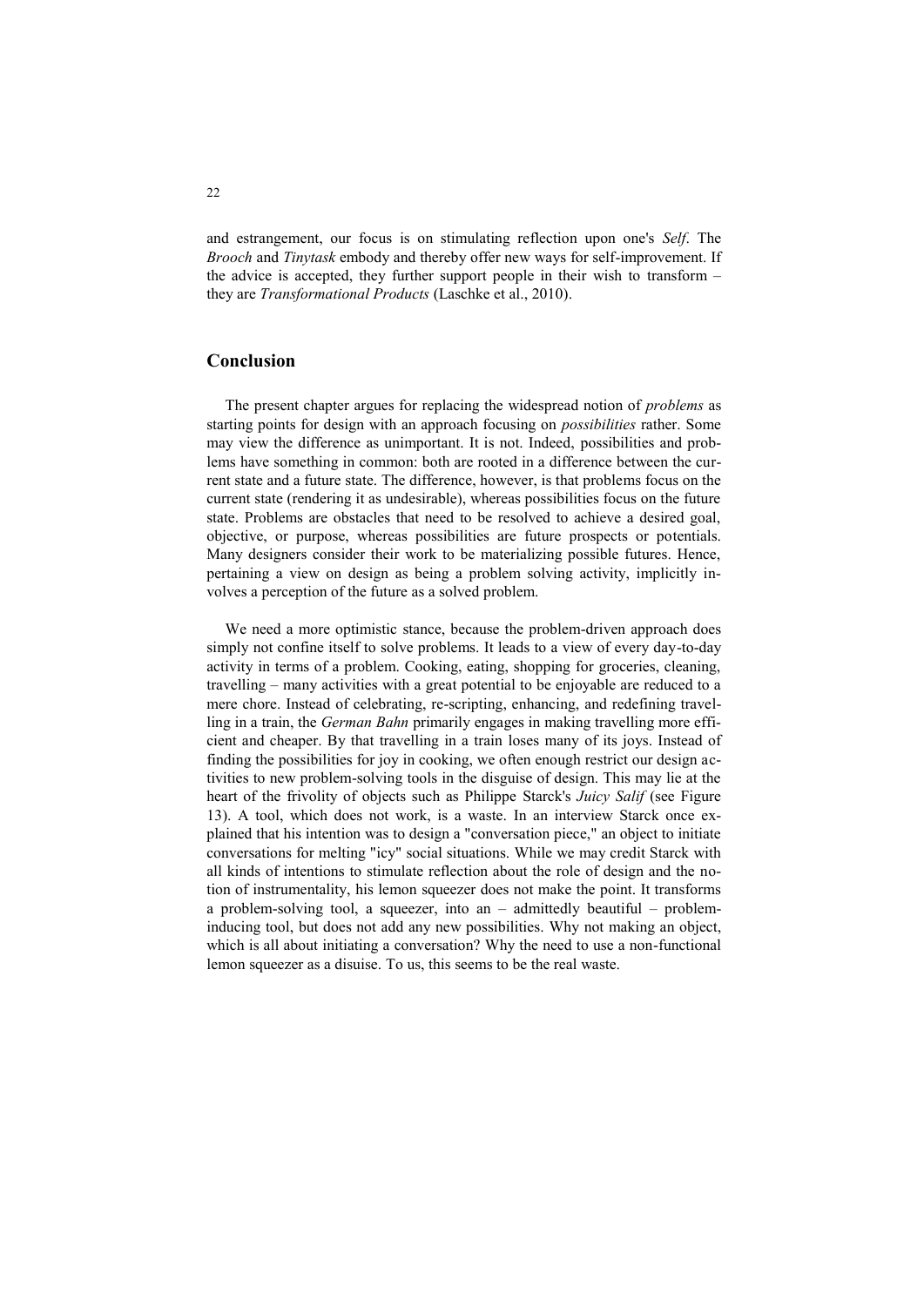and estrangement, our focus is on stimulating reflection upon one's *Self*. The *Brooch* and *Tinytask* embody and thereby offer new ways for self-improvement. If the advice is accepted, they further support people in their wish to transform – they are *Transformational Products* (Laschke et al., 2010).

## Conclusion

The present chapter argues for replacing the widespread notion of *problems* as starting points for design with an approach focusing on *possibilities* rather. Some may view the difference as unimportant. It is not. Indeed, possibilities and problems have something in common: both are rooted in a difference between the current state and a future state. The difference, however, is that problems focus on the current state (rendering it as undesirable), whereas possibilities focus on the future state. Problems are obstacles that need to be resolved to achieve a desired goal, objective, or purpose, whereas possibilities are future prospects or potentials. Many designers consider their work to be materializing possible futures. Hence, pertaining a view on design as being a problem solving activity, implicitly involves a perception of the future as a solved problem.

We need a more optimistic stance, because the problem-driven approach does simply not confine itself to solve problems. It leads to a view of every day-to-day activity in terms of a problem. Cooking, eating, shopping for groceries, cleaning, travelling – many activities with a great potential to be enjoyable are reduced to a mere chore. Instead of celebrating, re-scripting, enhancing, and redefining travelling in a train, the *German Bahn* primarily engages in making travelling more efficient and cheaper. By that travelling in a train loses many of its joys. Instead of finding the possibilities for joy in cooking, we often enough restrict our design activities to new problem-solving tools in the disguise of design. This may lie at the heart of the frivolity of objects such as Philippe Starck's *Juicy Salif* (see Figure 13). A tool, which does not work, is a waste. In an interview Starck once explained that his intention was to design a "conversation piece," an object to initiate conversations for melting "icy" social situations. While we may credit Starck with all kinds of intentions to stimulate reflection about the role of design and the notion of instrumentality, his lemon squeezer does not make the point. It transforms a problem-solving tool, a squeezer, into an – admittedly beautiful – problem-inducing tool, but does not add any new possibilities. Why not making an object, which is all about initiating a conversation? Why the need to use a non-functional lemon squeezer as a disuise. To us, this seems to be the real waste.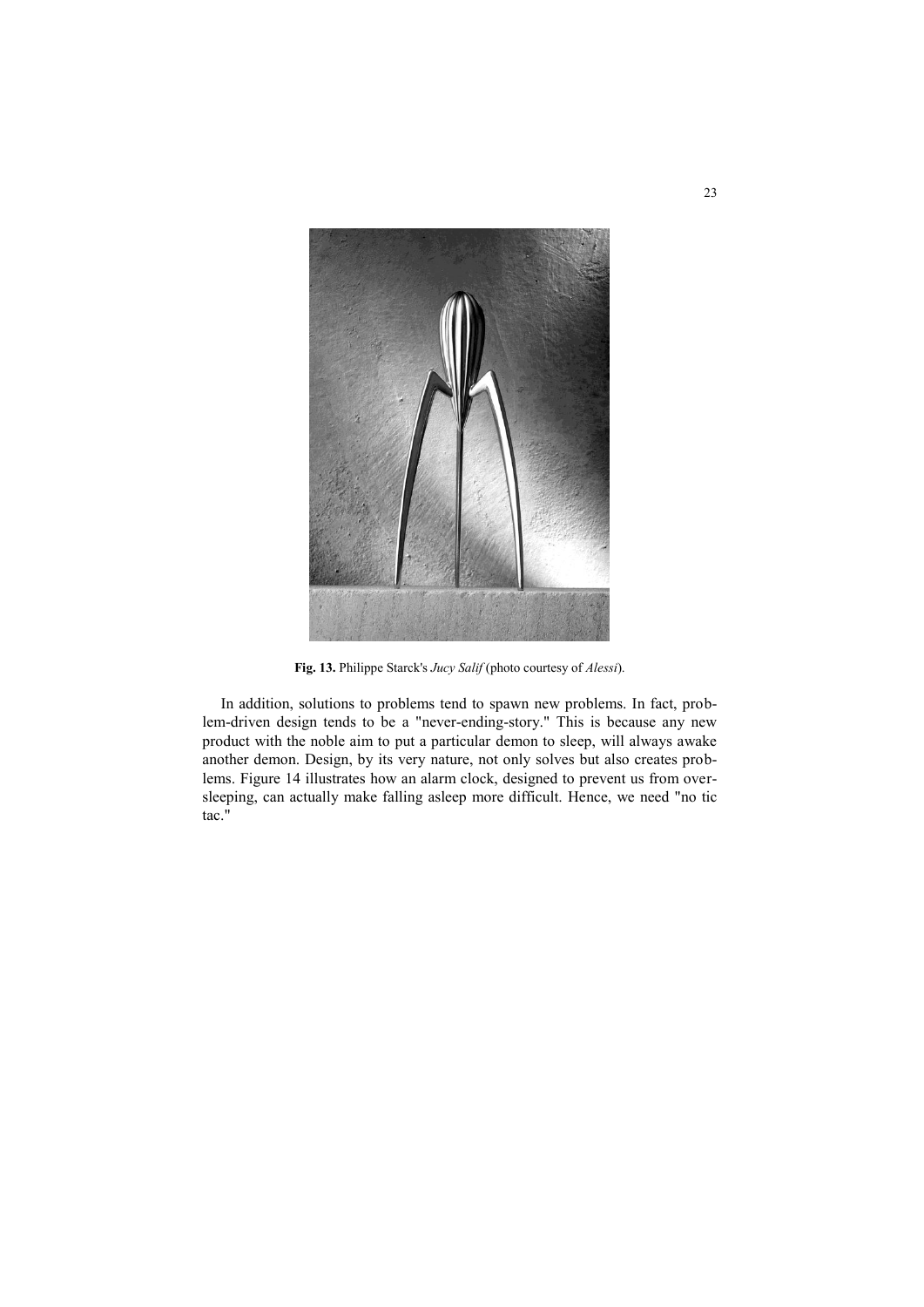**Fig. 13.** Philippe Starck's *Jucy Salif* (photo courtesy of *Alessi*).

In addition, solutions to problems tend to spawn new problems. In fact, problem-driven design tends to be a "never-ending-story." This is because any new product with the noble aim to put a particular demon to sleep, will always awake another demon. Design, by its very nature, not only solves but also creates problems. Figure 14 illustrates how an alarm clock, designed to prevent us from oversleeping, can actually make falling asleep more difficult. Hence, we need "no tic tac."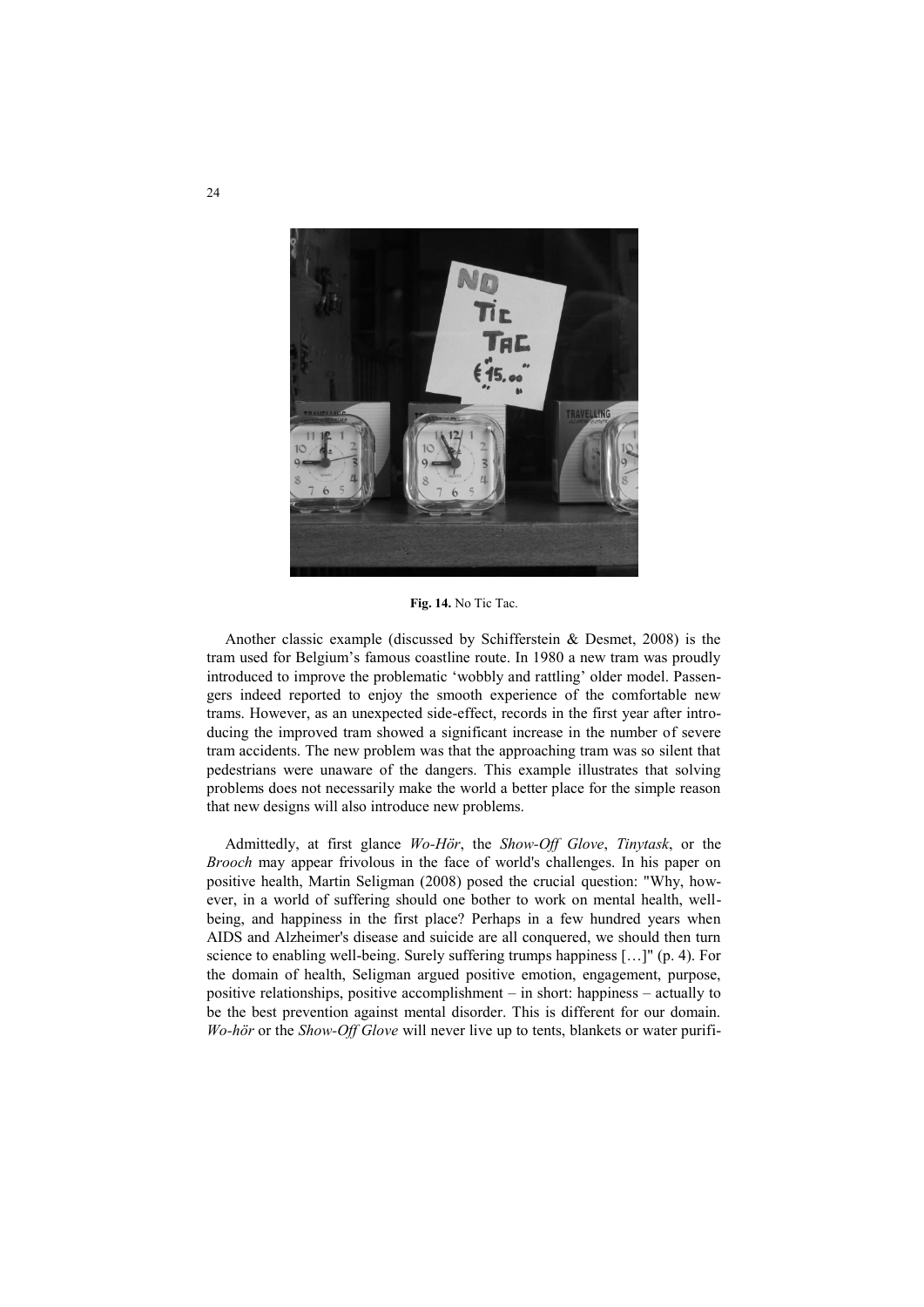**Fig. 14.** No Tic Tac.

Another classic example (discussed by Schifferstein & Desmet, 2008) is the tram used for Belgium's famous coastline route. In 1980 a new tram was proudly introduced to improve the problematic 'wobbly and rattling' older model. Passengers indeed reported to enjoy the smooth experience of the comfortable new trams. However, as an unexpected side-effect, records in the first year after introducing the improved tram showed a significant increase in the number of severe tram accidents. The new problem was that the approaching tram was so silent that pedestrians were unaware of the dangers. This example illustrates that solving problems does not necessarily make the world a better place for the simple reason that new designs will also introduce new problems.

Admittedly, at first glance *Wo-Hör*, the *Show-Off Glove*, *Tinytask*, or the *Brooch* may appear frivolous in the face of world's challenges. In his paper on positive health, Martin Seligman (2008) posed the crucial question: "Why, however, in a world of suffering should one bother to work on mental health, well-being, and happiness in the first place? Perhaps in a few hundred years when AIDS and Alzheimer's disease and suicide are all conquered, we should then turn science to enabling well-being. Surely suffering trumps happiness […]" (p. 4). For the domain of health, Seligman argued positive emotion, engagement, purpose, positive relationships, positive accomplishment – in short: happiness – actually to be the best prevention against mental disorder. This is different for our domain. *Wo-hör* or the *Show-Off Glove* will never live up to tents, blankets or water purifi-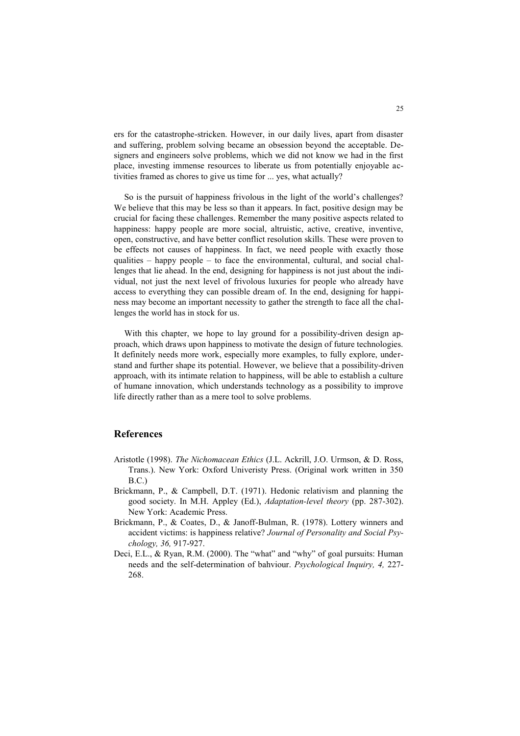ers for the catastrophe-stricken. However, in our daily lives, apart from disaster and suffering, problem solving became an obsession beyond the acceptable. Designers and engineers solve problems, which we did not know we had in the first place, investing immense resources to liberate us from potentially enjoyable activities framed as chores to give us time for ... yes, what actually?

So is the pursuit of happiness frivolous in the light of the world's challenges? We believe that this may be less so than it appears. In fact, positive design may be crucial for facing these challenges. Remember the many positive aspects related to happiness: happy people are more social, altruistic, active, creative, inventive, open, constructive, and have better conflict resolution skills. These were proven to be effects not causes of happiness. In fact, we need people with exactly those qualities – happy people – to face the environmental, cultural, and social challenges that lie ahead. In the end, designing for happiness is not just about the individual, not just the next level of frivolous luxuries for people who already have access to everything they can possible dream of. In the end, designing for happiness may become an important necessity to gather the strength to face all the challenges the world has in stock for us.

With this chapter, we hope to lay ground for a possibility-driven design approach, which draws upon happiness to motivate the design of future technologies. It definitely needs more work, especially more examples, to fully explore, understand and further shape its potential. However, we believe that a possibility-driven approach, with its intimate relation to happiness, will be able to establish a culture of humane innovation, which understands technology as a possibility to improve life directly rather than as a mere tool to solve problems.

## References

Aristotle (1998). *The Nichomacean Ethics* (J.L. Ackrill, J.O. Urmson, & D. Ross, Trans.). New York: Oxford Univeristy Press. (Original work written in 350 B.C.)

Brickmann, P., & Campbell, D.T. (1971). Hedonic relativism and planning the good society. In M.H. Appley (Ed.), *Adaptation-level theory* (pp. 287-302). New York: Academic Press.

Brickmann, P., & Coates, D., & Janoff-Bulman, R. (1978). Lottery winners and accident victims: is happiness relative? *Journal of Personality and Social Psychology, 36,* 917-927.

Deci, E.L., & Ryan, R.M. (2000). The "what" and "why" of goal pursuits: Human needs and the self-determination of bahviour. *Psychological Inquiry, 4,* 227-268.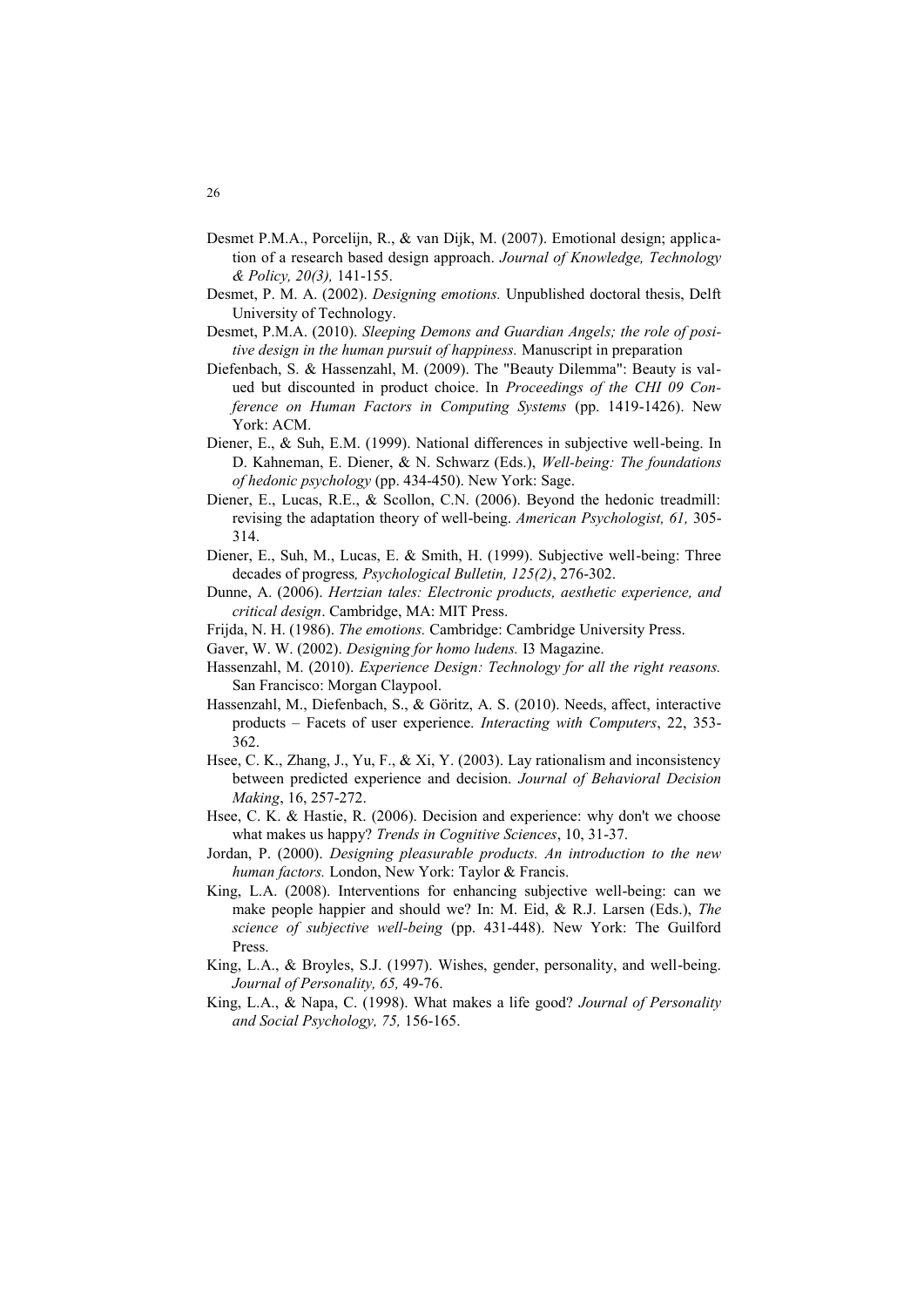Desmet P.M.A., Porcelijn, R., & van Dijk, M. (2007). Emotional design; application of a research based design approach. *Journal of Knowledge, Technology & Policy, 20(3),* 141-155.

Desmet, P. M. A. (2002). *Designing emotions.* Unpublished doctoral thesis, Delft University of Technology.

Desmet, P.M.A. (2010). *Sleeping Demons and Guardian Angels; the role of positive design in the human pursuit of happiness.* Manuscript in preparation

Diefenbach, S. & Hassenzahl, M. (2009). The "Beauty Dilemma": Beauty is valued but discounted in product choice. In *Proceedings of the CHI 09 Conference on Human Factors in Computing Systems* (pp. 1419-1426). New York: ACM.

Diener, E., & Suh, E.M. (1999). National differences in subjective well-being. In D. Kahneman, E. Diener, & N. Schwarz (Eds.), *Well-being: The foundations of hedonic psychology* (pp. 434-450). New York: Sage.

Diener, E., Lucas, R.E., & Scollon, C.N. (2006). Beyond the hedonic treadmill: revising the adaptation theory of well-being. *American Psychologist, 61,* 305-314.

Diener, E., Suh, M., Lucas, E. & Smith, H. (1999). Subjective well-being: Three decades of progress*, Psychological Bulletin, 125(2)*, 276-302.

Dunne, A. (2006). *Hertzian tales: Electronic products, aesthetic experience, and critical design*. Cambridge, MA: MIT Press.

Frijda, N. H. (1986). *The emotions.* Cambridge: Cambridge University Press.

Gaver, W. W. (2002). *Designing for homo ludens.* I3 Magazine.

Hassenzahl, M. (2010). *Experience Design: Technology for all the right reasons.* San Francisco: Morgan Claypool.

Hassenzahl, M., Diefenbach, S., & Göritz, A. S. (2010). Needs, affect, interactive products – Facets of user experience. *Interacting with Computers*, 22, 353-362.

Hsee, C. K., Zhang, J., Yu, F., & Xi, Y. (2003). Lay rationalism and inconsistency between predicted experience and decision. *Journal of Behavioral Decision Making*, 16, 257-272.

Hsee, C. K. & Hastie, R. (2006). Decision and experience: why don't we choose what makes us happy? *Trends in Cognitive Sciences*, 10, 31-37.

Jordan, P. (2000). *Designing pleasurable products. An introduction to the new human factors.* London, New York: Taylor & Francis.

King, L.A. (2008). Interventions for enhancing subjective well-being: can we make people happier and should we? In: M. Eid, & R.J. Larsen (Eds.), *The science of subjective well-being* (pp. 431-448). New York: The Guilford Press.

King, L.A., & Broyles, S.J. (1997). Wishes, gender, personality, and well-being. *Journal of Personality, 65,* 49-76.

King, L.A., & Napa, C. (1998). What makes a life good? *Journal of Personality and Social Psychology, 75,* 156-165.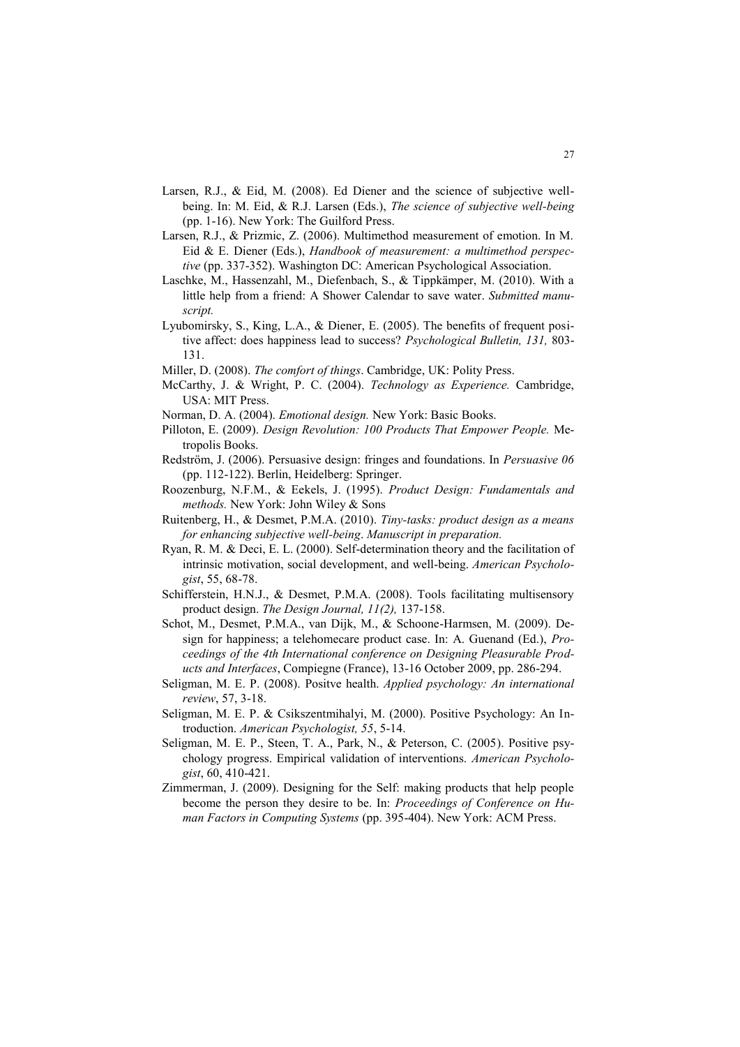Larsen, R.J., & Eid, M. (2008). Ed Diener and the science of subjective well-being. In: M. Eid, & R.J. Larsen (Eds.), *The science of subjective well-being* (pp. 1-16). New York: The Guilford Press.

Larsen, R.J., & Prizmic, Z. (2006). Multimethod measurement of emotion. In M. Eid & E. Diener (Eds.), *Handbook of measurement: a multimethod perspective* (pp. 337-352). Washington DC: American Psychological Association.

Laschke, M., Hassenzahl, M., Diefenbach, S., & Tippkämper, M. (2010). With a little help from a friend: A Shower Calendar to save water. *Submitted manuscript.*

Lyubomirsky, S., King, L.A., & Diener, E. (2005). The benefits of frequent positive affect: does happiness lead to success? *Psychological Bulletin, 131,* 803-131.

Miller, D. (2008). *The comfort of things*. Cambridge, UK: Polity Press.

McCarthy, J. & Wright, P. C. (2004). *Technology as Experience.* Cambridge, USA: MIT Press.

Norman, D. A. (2004). *Emotional design.* New York: Basic Books.

Pilloton, E. (2009). *Design Revolution: 100 Products That Empower People.* Metropolis Books.

Redström, J. (2006). Persuasive design: fringes and foundations. In *Persuasive 06* (pp. 112-122). Berlin, Heidelberg: Springer.

Roozenburg, N.F.M., & Eekels, J. (1995). *Product Design: Fundamentals and methods.* New York: John Wiley & Sons

Ruitenberg, H., & Desmet, P.M.A. (2010). *Tiny-tasks: product design as a means for enhancing subjective well-being*. *Manuscript in preparation.*

Ryan, R. M. & Deci, E. L. (2000). Self-determination theory and the facilitation of intrinsic motivation, social development, and well-being. *American Psychologist*, 55, 68-78.

Schifferstein, H.N.J., & Desmet, P.M.A. (2008). Tools facilitating multisensory product design. *The Design Journal, 11(2),* 137-158.

Schot, M., Desmet, P.M.A., van Dijk, M., & Schoone-Harmsen, M. (2009). Design for happiness; a telehomecare product case. In: A. Guenand (Ed.), *Proceedings of the 4th International conference on Designing Pleasurable Products and Interfaces*, Compiegne (France), 13-16 October 2009, pp. 286-294.

Seligman, M. E. P. (2008). Positve health. *Applied psychology: An international review*, 57, 3-18.

Seligman, M. E. P. & Csikszentmihalyi, M. (2000). Positive Psychology: An Introduction. *American Psychologist, 55*, 5-14.

Seligman, M. E. P., Steen, T. A., Park, N., & Peterson, C. (2005). Positive psychology progress. Empirical validation of interventions. *American Psychologist*, 60, 410-421.

Zimmerman, J. (2009). Designing for the Self: making products that help people become the person they desire to be. In: *Proceedings of Conference on Human Factors in Computing Systems* (pp. 395-404). New York: ACM Press.